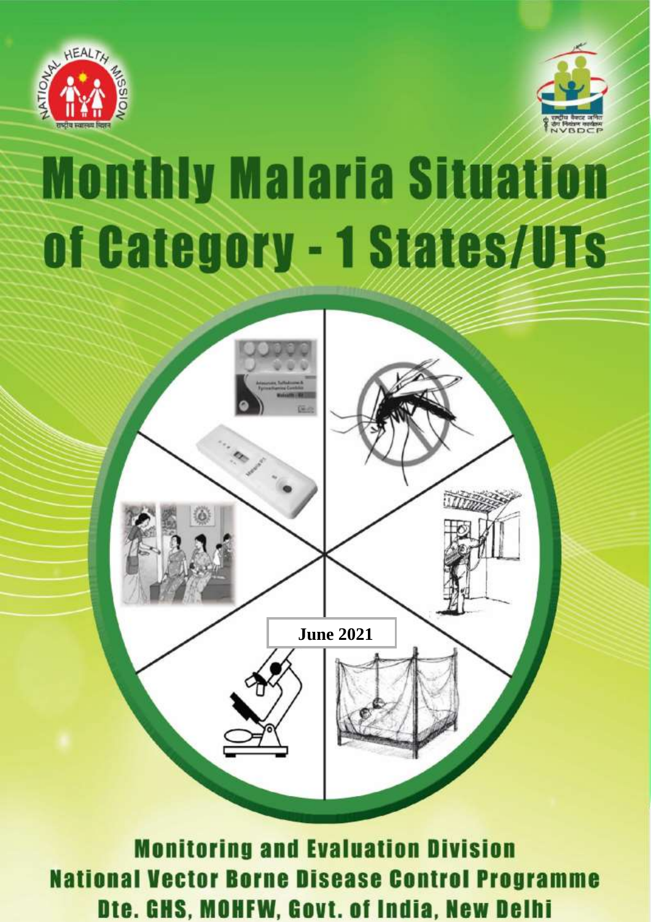# Monthly Malaria Situation of Category - 1 States/UTs

**June 2021**

**Monitoring and Evaluation Division**
**National Vector Borne Disease Control Programme**
**Dte. GHS, MOHFW, Govt. of India, New Delhi**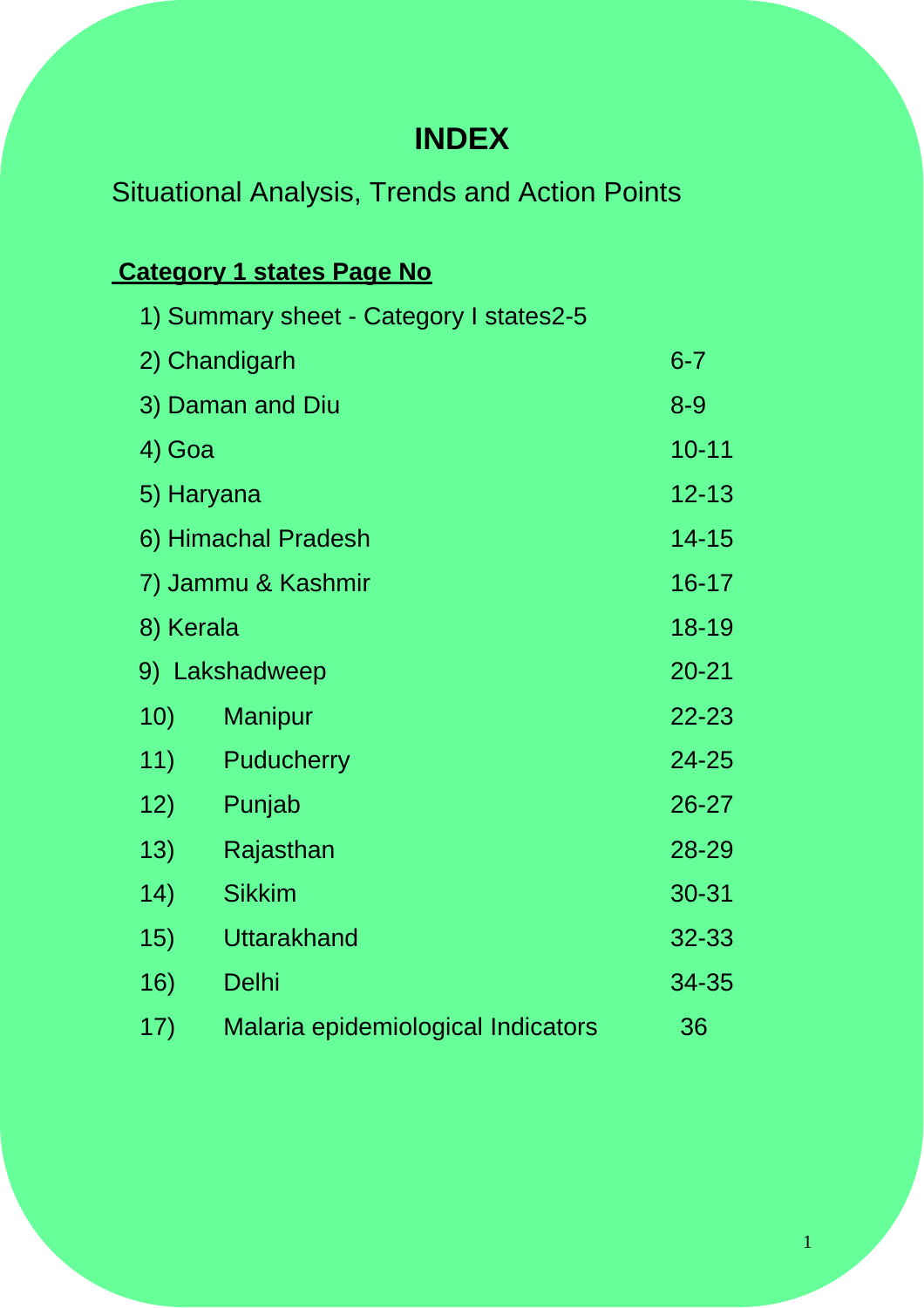# INDEX

Situational Analysis, Trends and Action Points

**Category 1 states Page No**

| | Page No |
|---|---|
| 1) Summary sheet - Category I states | 2-5 |
| 2) Chandigarh | 6-7 |
| 3) Daman and Diu | 8-9 |
| 4) Goa | 10-11 |
| 5) Haryana | 12-13 |
| 6) Himachal Pradesh | 14-15 |
| 7) Jammu & Kashmir | 16-17 |
| 8) Kerala | 18-19 |
| 9) Lakshadweep | 20-21 |
| 10) Manipur | 22-23 |
| 11) Puducherry | 24-25 |
| 12) Punjab | 26-27 |
| 13) Rajasthan | 28-29 |
| 14) Sikkim | 30-31 |
| 15) Uttarakhand | 32-33 |
| 16) Delhi | 34-35 |
| 17) Malaria epidemiological Indicators | 36 |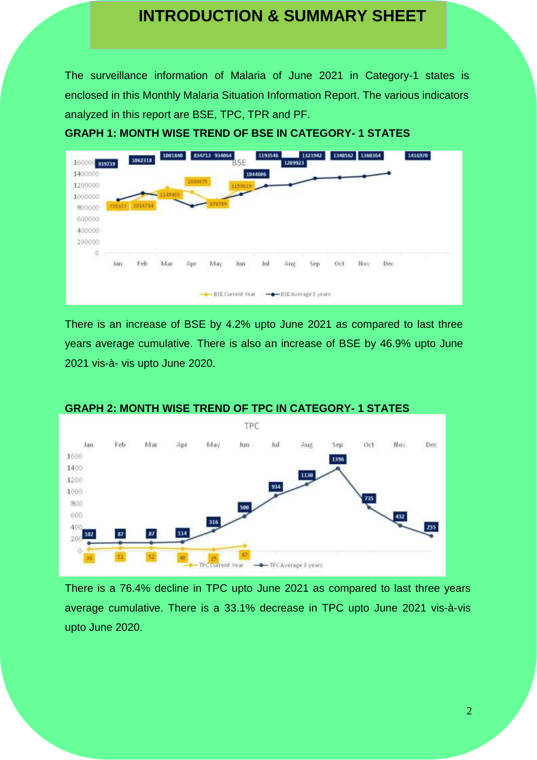# INTRODUCTION & SUMMARY SHEET

The surveillance information of Malaria of June 2021 in Category-1 states is enclosed in this Monthly Malaria Situation Information Report. The various indicators analyzed in this report are BSE, TPC, TPR and PF.

**GRAPH 1: MONTH WISE TREND OF BSE IN CATEGORY- 1 STATES**

There is an increase of BSE by 4.2% upto June 2021 as compared to last three years average cumulative. There is also an increase of BSE by 46.9% upto June 2021 vis-à- vis upto June 2020.

**GRAPH 2: MONTH WISE TREND OF TPC IN CATEGORY- 1 STATES**

There is a 76.4% decline in TPC upto June 2021 as compared to last three years average cumulative. There is a 33.1% decrease in TPC upto June 2021 vis-à-vis upto June 2020.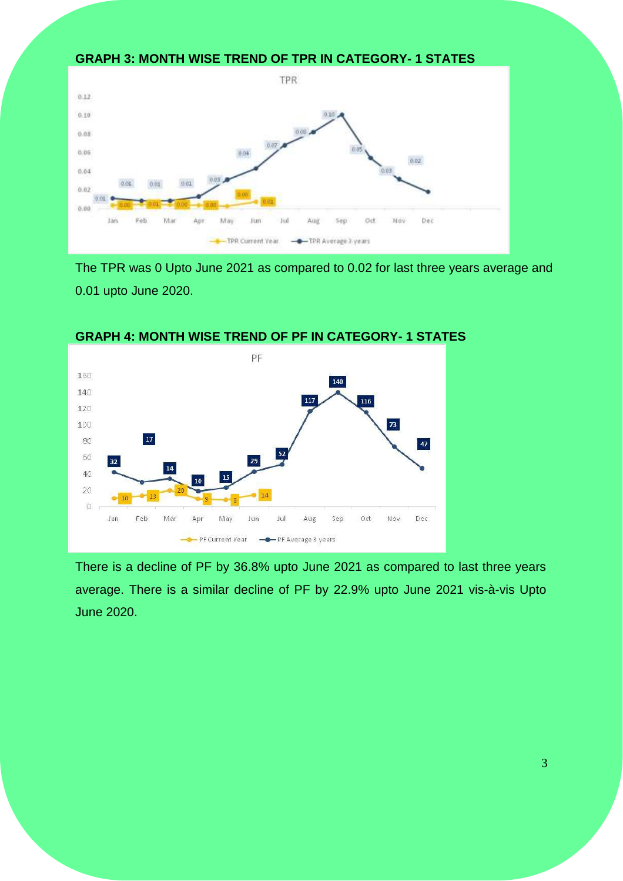**GRAPH 3: MONTH WISE TREND OF TPR IN CATEGORY- 1 STATES**

The TPR was 0 Upto June 2021 as compared to 0.02 for last three years average and 0.01 upto June 2020.

**GRAPH 4: MONTH WISE TREND OF PF IN CATEGORY- 1 STATES**

There is a decline of PF by 36.8% upto June 2021 as compared to last three years average. There is a similar decline of PF by 22.9% upto June 2021 vis-à-vis Upto June 2020.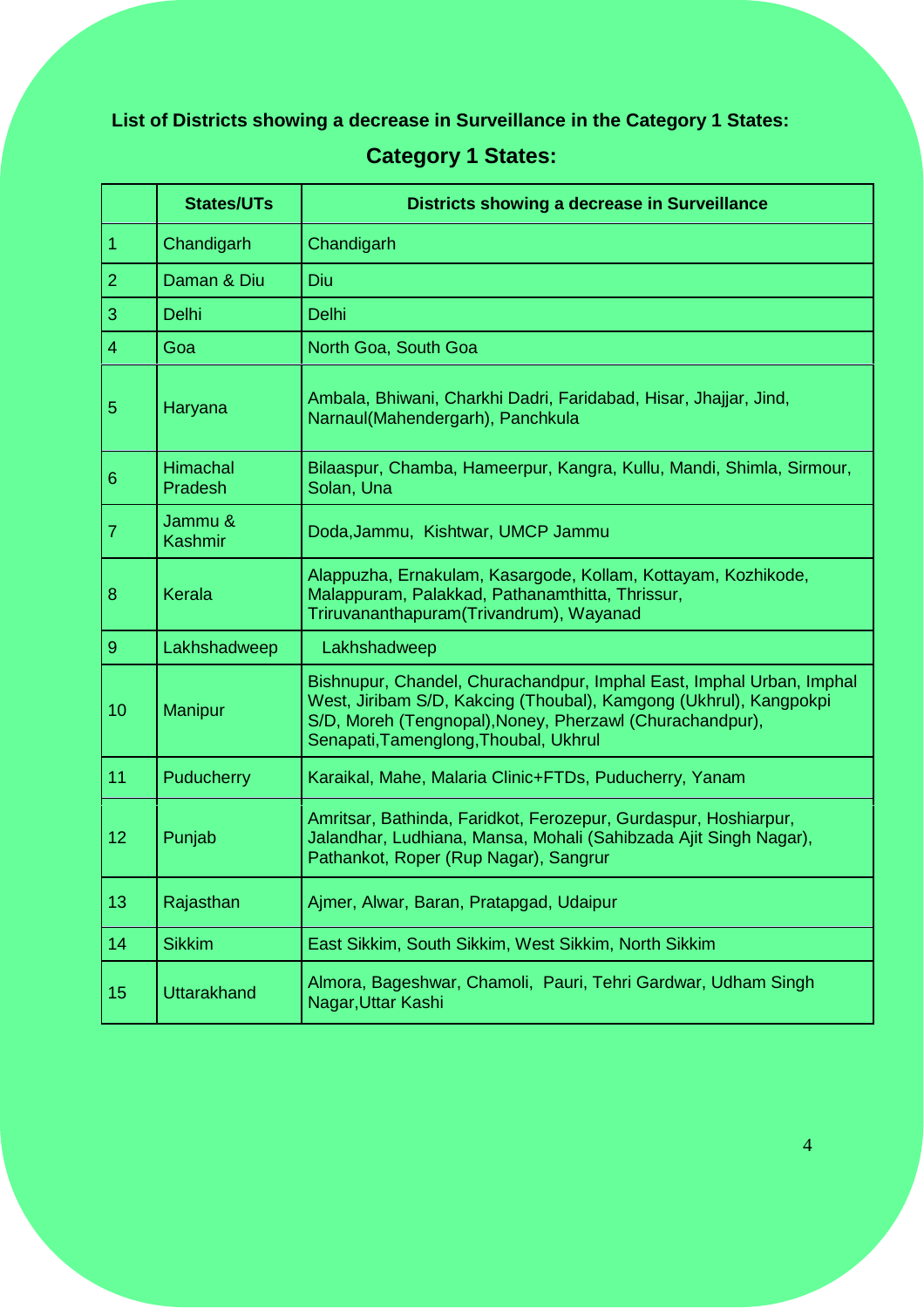**List of Districts showing a decrease in Surveillance in the Category 1 States:**

## Category 1 States:

| | States/UTs | Districts showing a decrease in Surveillance |
|---|---|---|
| 1 | Chandigarh | Chandigarh |
| 2 | Daman & Diu | Diu |
| 3 | Delhi | Delhi |
| 4 | Goa | North Goa, South Goa |
| 5 | Haryana | Ambala, Bhiwani, Charkhi Dadri, Faridabad, Hisar, Jhajjar, Jind, Narnaul(Mahendergarh), Panchkula |
| 6 | Himachal Pradesh | Bilaaspur, Chamba, Hameerpur, Kangra, Kullu, Mandi, Shimla, Sirmour, Solan, Una |
| 7 | Jammu & Kashmir | Doda,Jammu, Kishtwar, UMCP Jammu |
| 8 | Kerala | Alappuzha, Ernakulam, Kasargode, Kollam, Kottayam, Kozhikode, Malappuram, Palakkad, Pathanamthitta, Thrissur, Triruvananthapuram(Trivandrum), Wayanad |
| 9 | Lakhshadweep | Lakhshadweep |
| 10 | Manipur | Bishnupur, Chandel, Churachandpur, Imphal East, Imphal Urban, Imphal West, Jiribam S/D, Kakcing (Thoubal), Kamgong (Ukhrul), Kangpokpi S/D, Moreh (Tengnopal),Noney, Pherzawl (Churachandpur), Senapati,Tamenglong,Thoubal, Ukhrul |
| 11 | Puducherry | Karaikal, Mahe, Malaria Clinic+FTDs, Puducherry, Yanam |
| 12 | Punjab | Amritsar, Bathinda, Faridkot, Ferozepur, Gurdaspur, Hoshiarpur, Jalandhar, Ludhiana, Mansa, Mohali (Sahibzada Ajit Singh Nagar), Pathankot, Roper (Rup Nagar), Sangrur |
| 13 | Rajasthan | Ajmer, Alwar, Baran, Pratapgad, Udaipur |
| 14 | Sikkim | East Sikkim, South Sikkim, West Sikkim, North Sikkim |
| 15 | Uttarakhand | Almora, Bageshwar, Chamoli, Pauri, Tehri Gardwar, Udham Singh Nagar,Uttar Kashi |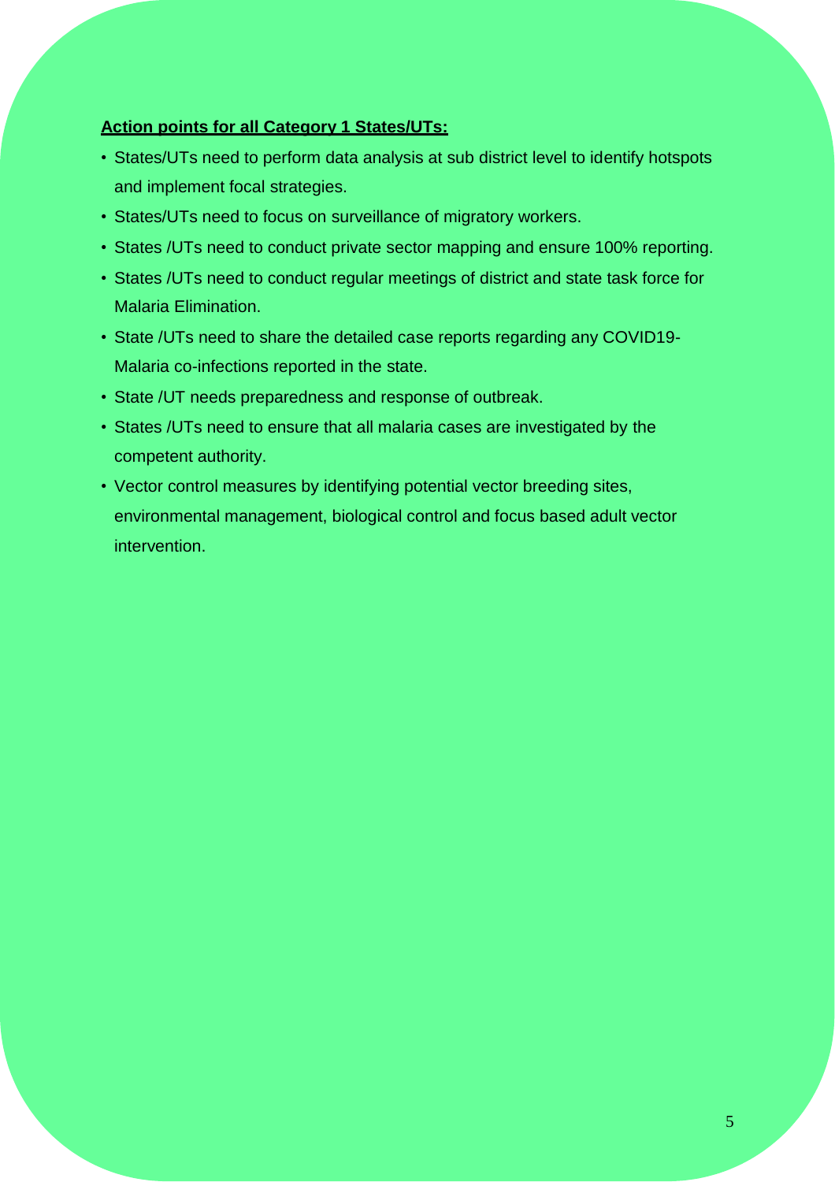**Action points for all Category 1 States/UTs:**

- States/UTs need to perform data analysis at sub district level to identify hotspots and implement focal strategies.
- States/UTs need to focus on surveillance of migratory workers.
- States /UTs need to conduct private sector mapping and ensure 100% reporting.
- States /UTs need to conduct regular meetings of district and state task force for Malaria Elimination.
- State /UTs need to share the detailed case reports regarding any COVID19-Malaria co-infections reported in the state.
- State /UT needs preparedness and response of outbreak.
- States /UTs need to ensure that all malaria cases are investigated by the competent authority.
- Vector control measures by identifying potential vector breeding sites, environmental management, biological control and focus based adult vector intervention.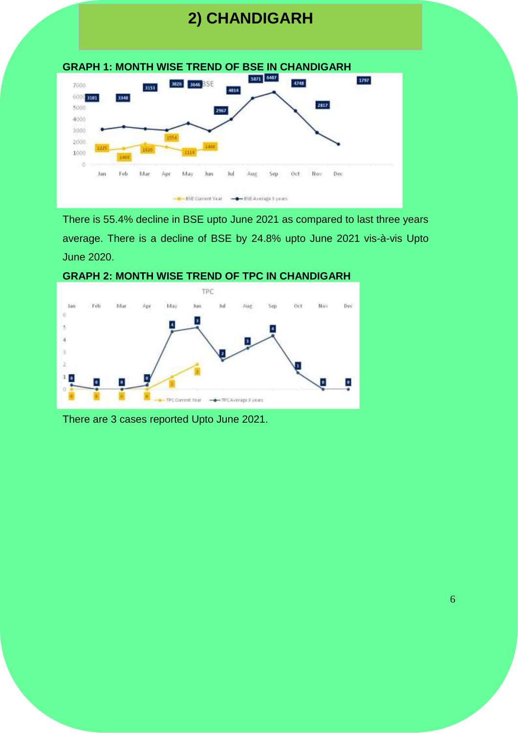## 2) CHANDIGARH

**GRAPH 1: MONTH WISE TREND OF BSE IN CHANDIGARH**

There is 55.4% decline in BSE upto June 2021 as compared to last three years average. There is a decline of BSE by 24.8% upto June 2021 vis-à-vis Upto June 2020.

**GRAPH 2: MONTH WISE TREND OF TPC IN CHANDIGARH**

There are 3 cases reported Upto June 2021.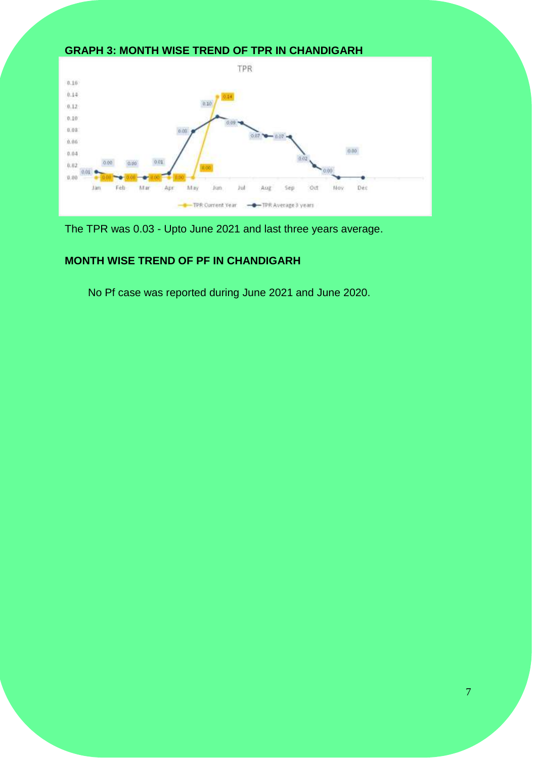**GRAPH 3: MONTH WISE TREND OF TPR IN CHANDIGARH**

The TPR was 0.03 - Upto June 2021 and last three years average.

**MONTH WISE TREND OF PF IN CHANDIGARH**

No Pf case was reported during June 2021 and June 2020.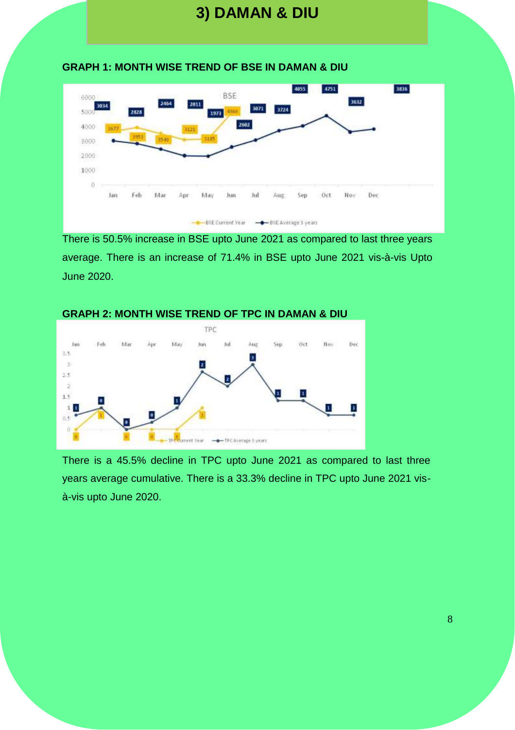# 3) DAMAN & DIU

**GRAPH 1: MONTH WISE TREND OF BSE IN DAMAN & DIU**

There is 50.5% increase in BSE upto June 2021 as compared to last three years average. There is an increase of 71.4% in BSE upto June 2021 vis-à-vis Upto June 2020.

**GRAPH 2: MONTH WISE TREND OF TPC IN DAMAN & DIU**

There is a 45.5% decline in TPC upto June 2021 as compared to last three years average cumulative. There is a 33.3% decline in TPC upto June 2021 vis-à-vis upto June 2020.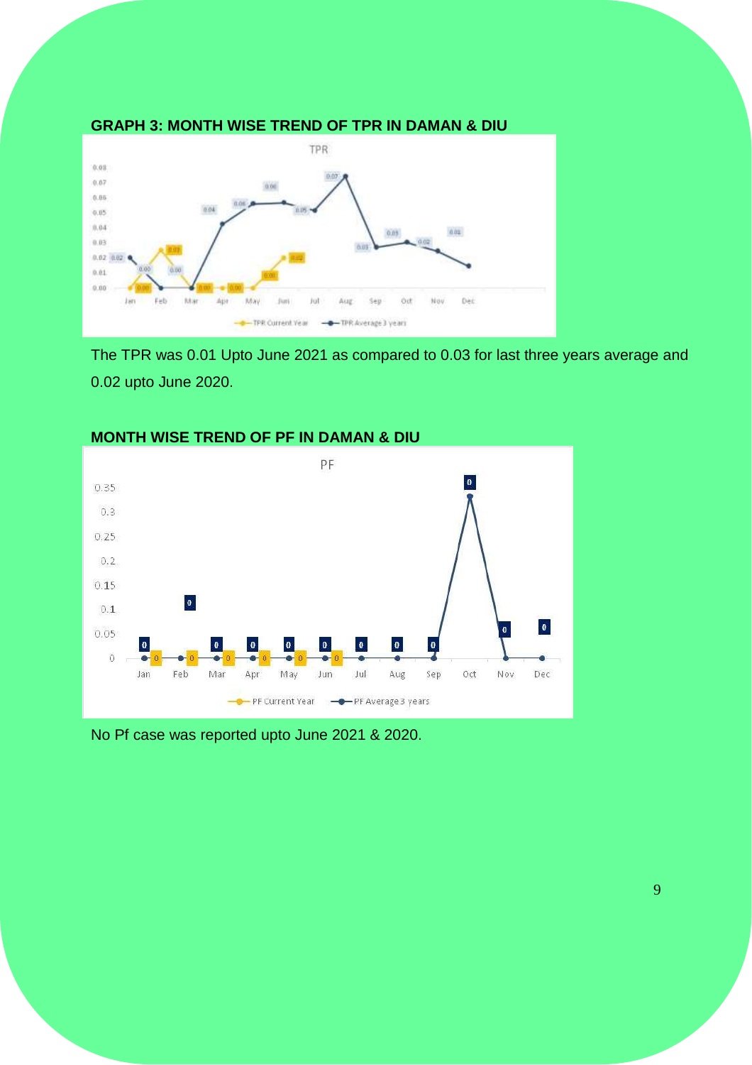**GRAPH 3: MONTH WISE TREND OF TPR IN DAMAN & DIU**

The TPR was 0.01 Upto June 2021 as compared to 0.03 for last three years average and 0.02 upto June 2020.

**MONTH WISE TREND OF PF IN DAMAN & DIU**

No Pf case was reported upto June 2021 & 2020.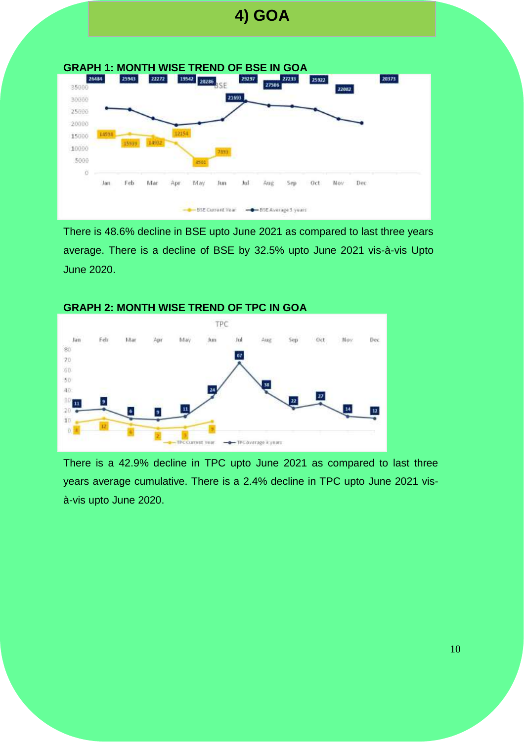# 4) GOA

**GRAPH 1: MONTH WISE TREND OF BSE IN GOA**

There is 48.6% decline in BSE upto June 2021 as compared to last three years average. There is a decline of BSE by 32.5% upto June 2021 vis-à-vis Upto June 2020.

**GRAPH 2: MONTH WISE TREND OF TPC IN GOA**

There is a 42.9% decline in TPC upto June 2021 as compared to last three years average cumulative. There is a 2.4% decline in TPC upto June 2021 vis-à-vis upto June 2020.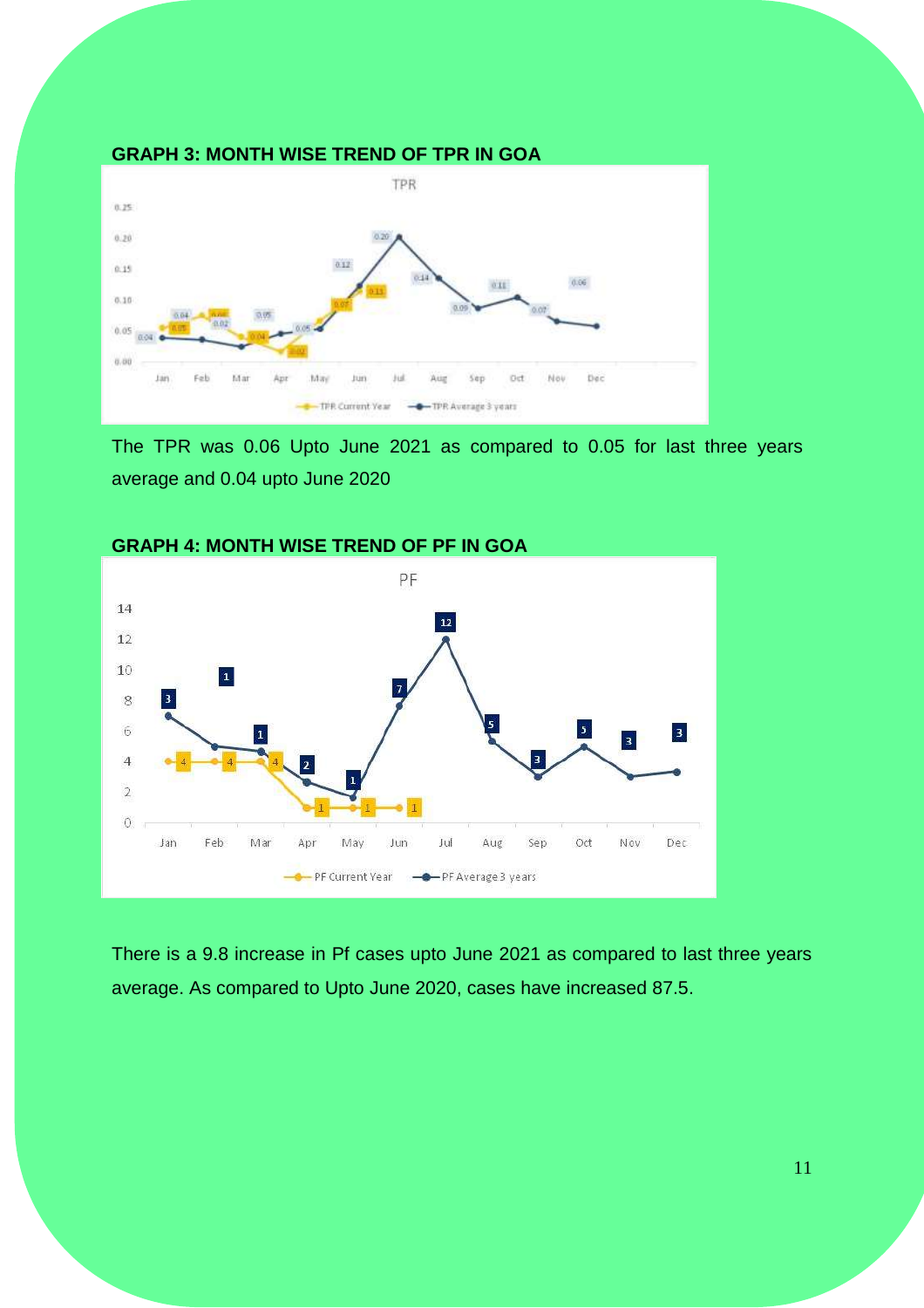**GRAPH 3: MONTH WISE TREND OF TPR IN GOA**

The TPR was 0.06 Upto June 2021 as compared to 0.05 for last three years average and 0.04 upto June 2020

**GRAPH 4: MONTH WISE TREND OF PF IN GOA**

There is a 9.8 increase in Pf cases upto June 2021 as compared to last three years average. As compared to Upto June 2020, cases have increased 87.5.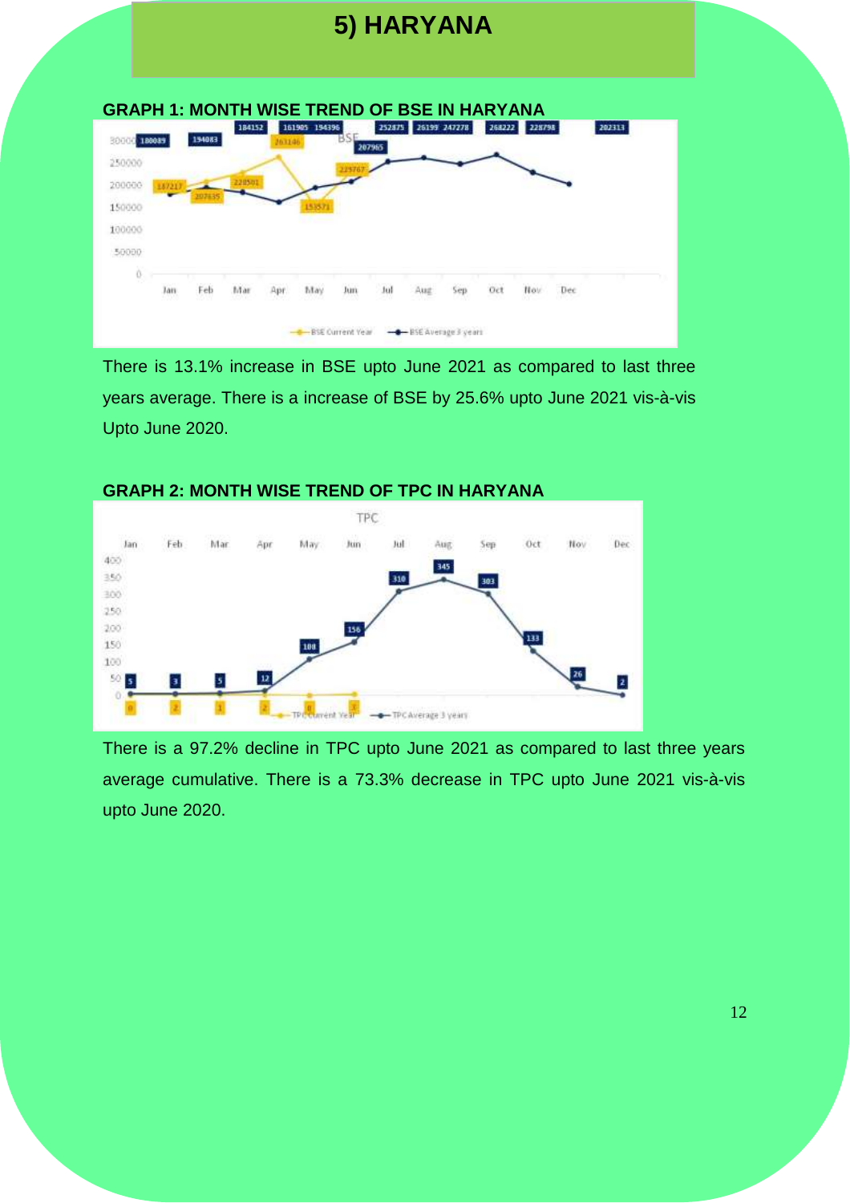# 5) HARYANA

**GRAPH 1: MONTH WISE TREND OF BSE IN HARYANA**

There is 13.1% increase in BSE upto June 2021 as compared to last three years average. There is a increase of BSE by 25.6% upto June 2021 vis-à-vis Upto June 2020.

**GRAPH 2: MONTH WISE TREND OF TPC IN HARYANA**

There is a 97.2% decline in TPC upto June 2021 as compared to last three years average cumulative. There is a 73.3% decrease in TPC upto June 2021 vis-à-vis upto June 2020.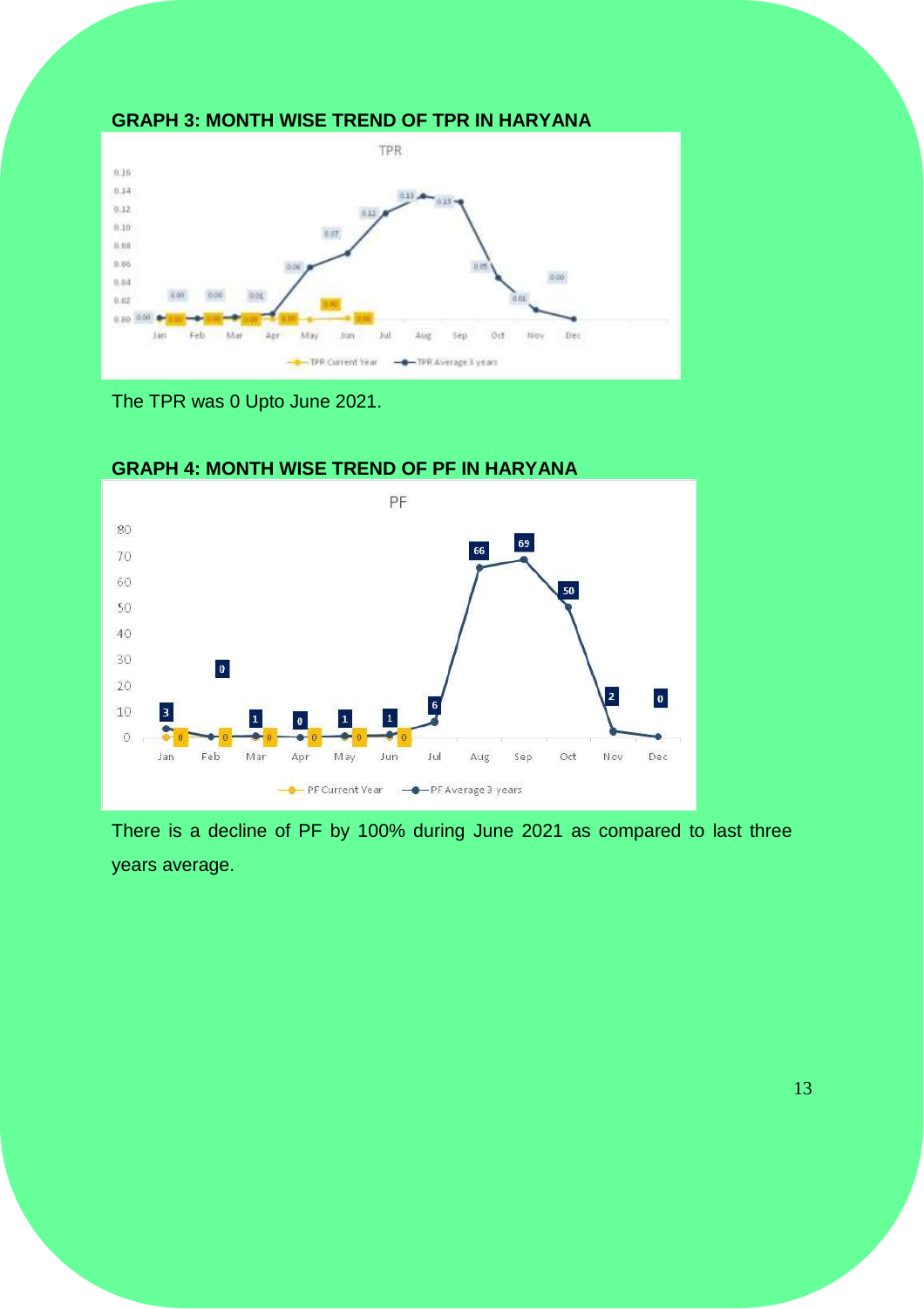**GRAPH 3: MONTH WISE TREND OF TPR IN HARYANA**

The TPR was 0 Upto June 2021.

**GRAPH 4: MONTH WISE TREND OF PF IN HARYANA**

There is a decline of PF by 100% during June 2021 as compared to last three years average.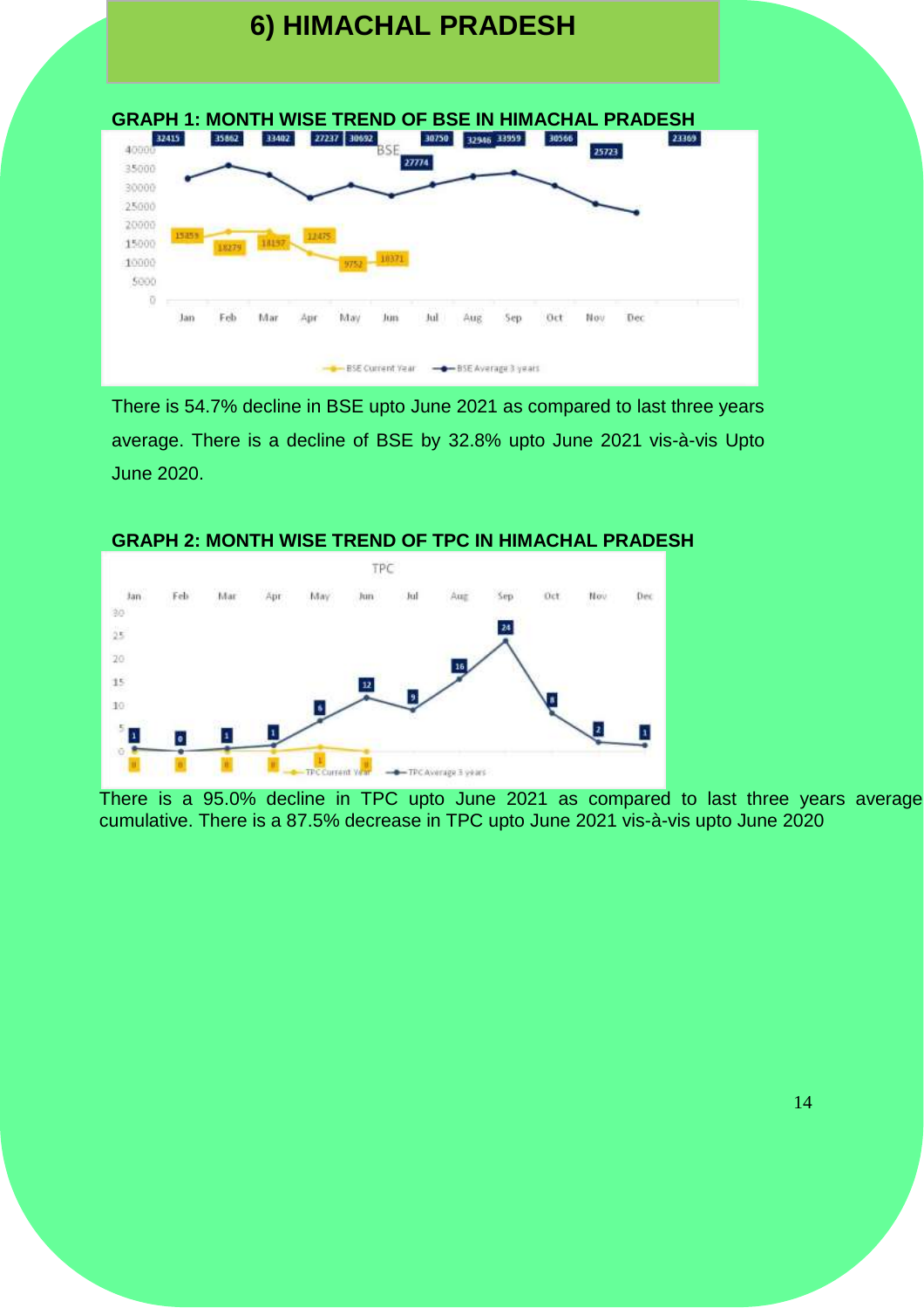# 6) HIMACHAL PRADESH

**GRAPH 1: MONTH WISE TREND OF BSE IN HIMACHAL PRADESH**

There is 54.7% decline in BSE upto June 2021 as compared to last three years average. There is a decline of BSE by 32.8% upto June 2021 vis-à-vis Upto June 2020.

**GRAPH 2: MONTH WISE TREND OF TPC IN HIMACHAL PRADESH**

There is a 95.0% decline in TPC upto June 2021 as compared to last three years average cumulative. There is a 87.5% decrease in TPC upto June 2021 vis-à-vis upto June 2020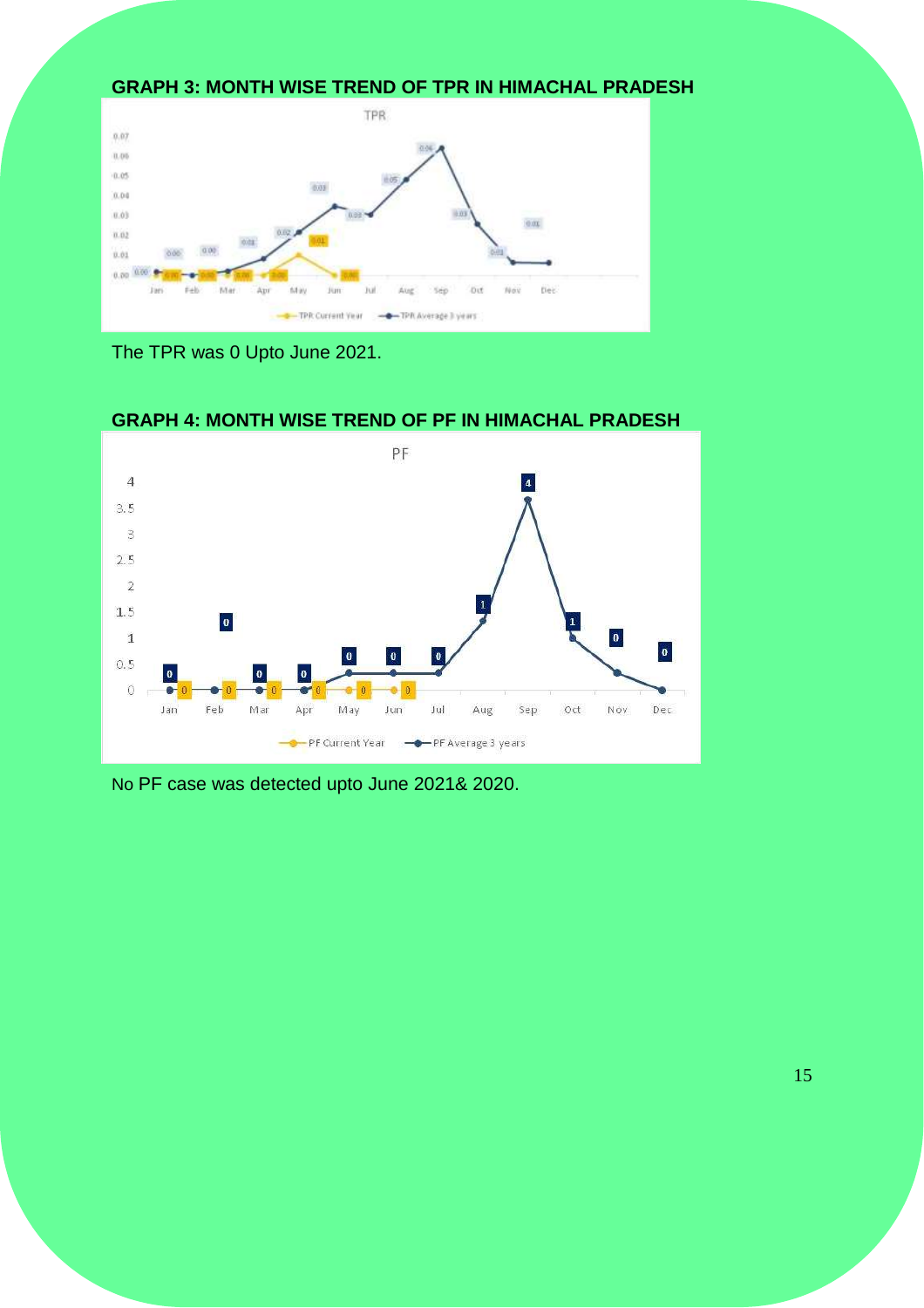**GRAPH 3: MONTH WISE TREND OF TPR IN HIMACHAL PRADESH**

The TPR was 0 Upto June 2021.

**GRAPH 4: MONTH WISE TREND OF PF IN HIMACHAL PRADESH**

No PF case was detected upto June 2021& 2020.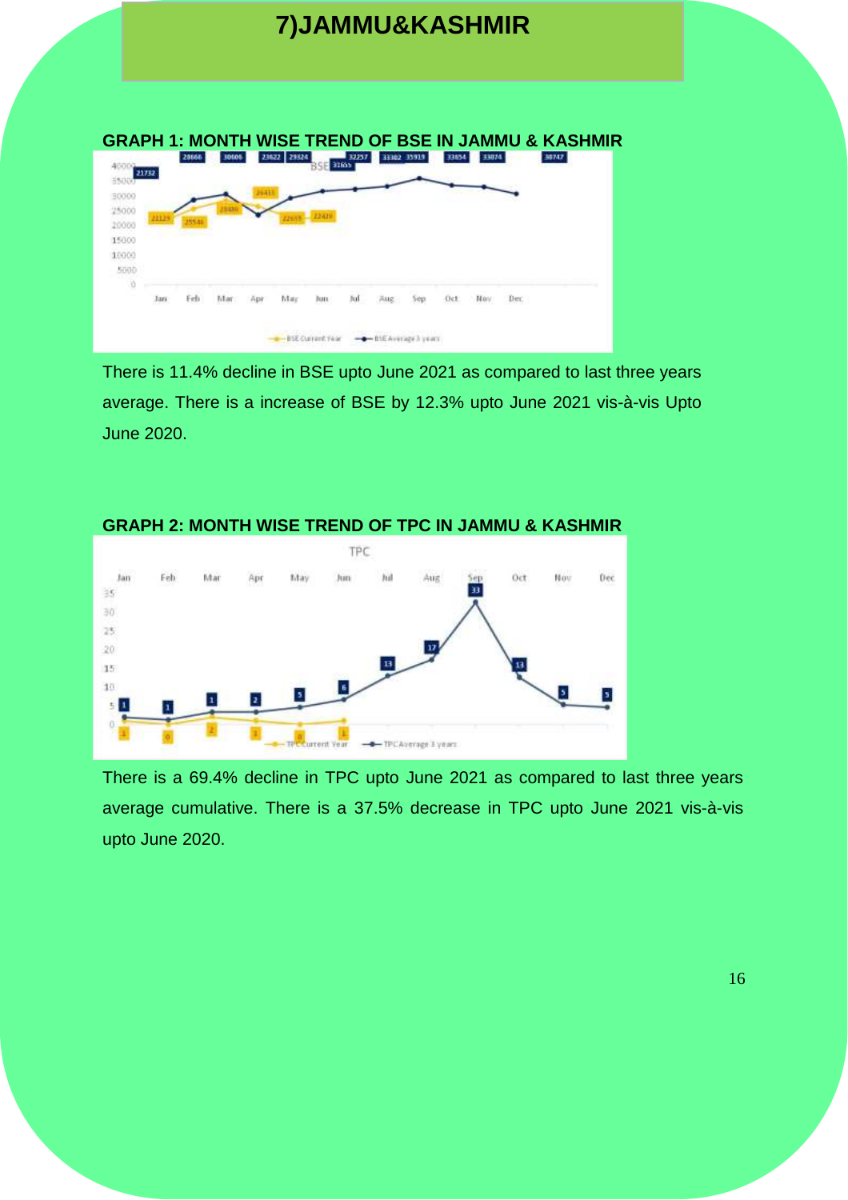# 7)JAMMU&KASHMIR

**GRAPH 1: MONTH WISE TREND OF BSE IN JAMMU & KASHMIR**

There is 11.4% decline in BSE upto June 2021 as compared to last three years average. There is a increase of BSE by 12.3% upto June 2021 vis-à-vis Upto June 2020.

**GRAPH 2: MONTH WISE TREND OF TPC IN JAMMU & KASHMIR**

There is a 69.4% decline in TPC upto June 2021 as compared to last three years average cumulative. There is a 37.5% decrease in TPC upto June 2021 vis-à-vis upto June 2020.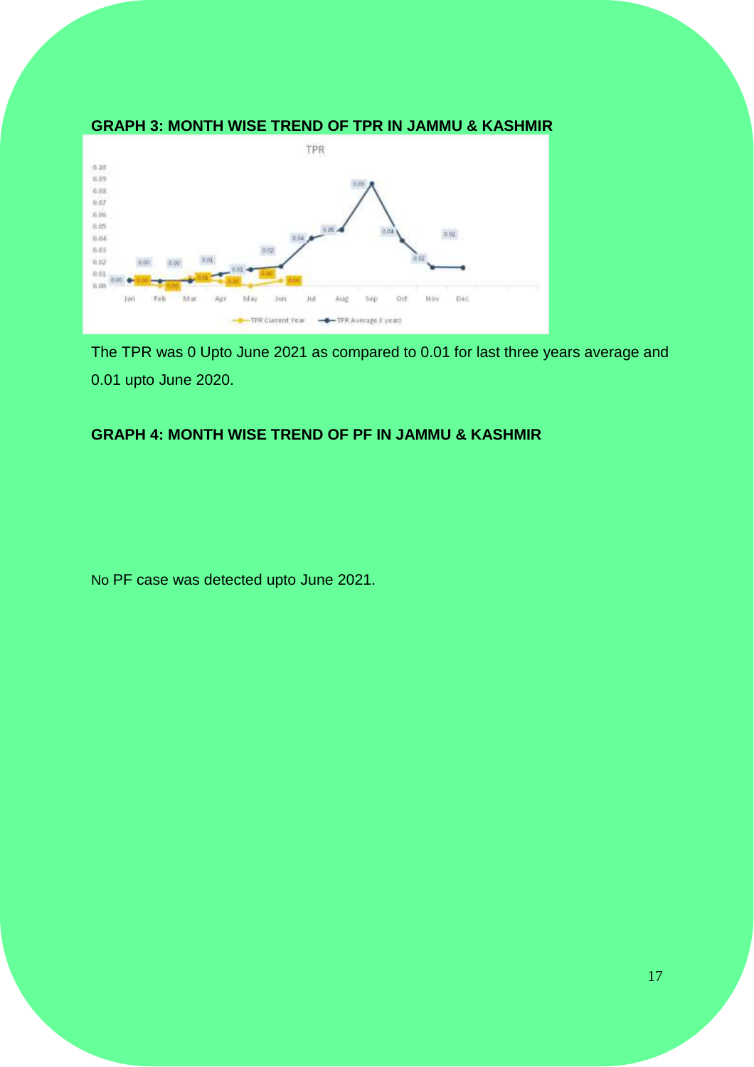**GRAPH 3: MONTH WISE TREND OF TPR IN JAMMU & KASHMIR**

The TPR was 0 Upto June 2021 as compared to 0.01 for last three years average and 0.01 upto June 2020.

**GRAPH 4: MONTH WISE TREND OF PF IN JAMMU & KASHMIR**

No PF case was detected upto June 2021.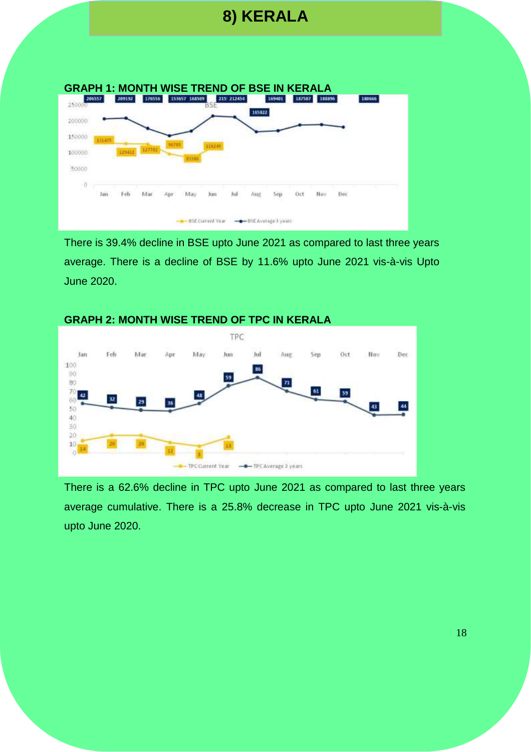# 8) KERALA

**GRAPH 1: MONTH WISE TREND OF BSE IN KERALA**

There is 39.4% decline in BSE upto June 2021 as compared to last three years average. There is a decline of BSE by 11.6% upto June 2021 vis-à-vis Upto June 2020.

**GRAPH 2: MONTH WISE TREND OF TPC IN KERALA**

There is a 62.6% decline in TPC upto June 2021 as compared to last three years average cumulative. There is a 25.8% decrease in TPC upto June 2021 vis-à-vis upto June 2020.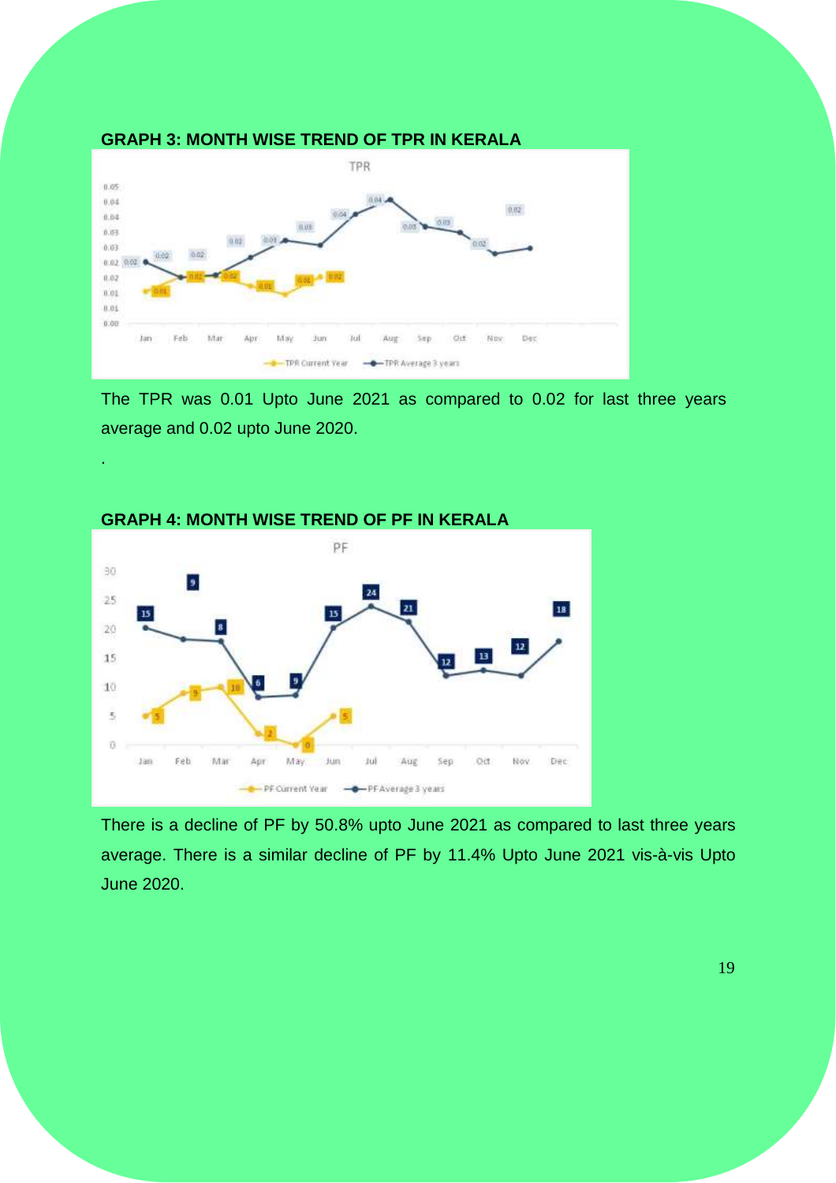**GRAPH 3: MONTH WISE TREND OF TPR IN KERALA**

The TPR was 0.01 Upto June 2021 as compared to 0.02 for last three years average and 0.02 upto June 2020.

.

**GRAPH 4: MONTH WISE TREND OF PF IN KERALA**

There is a decline of PF by 50.8% upto June 2021 as compared to last three years average. There is a similar decline of PF by 11.4% Upto June 2021 vis-à-vis Upto June 2020.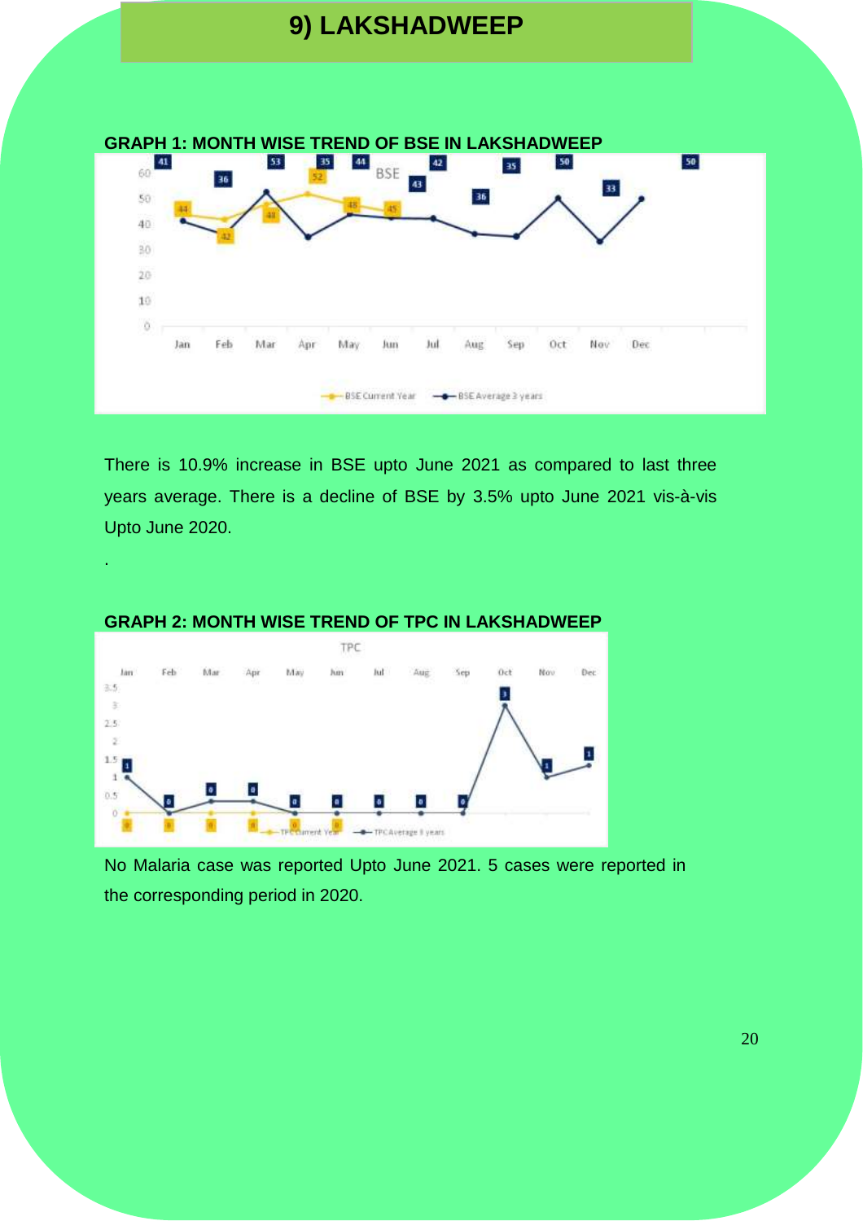# 9) LAKSHADWEEP

**GRAPH 1: MONTH WISE TREND OF BSE IN LAKSHADWEEP**

There is 10.9% increase in BSE upto June 2021 as compared to last three years average. There is a decline of BSE by 3.5% upto June 2021 vis-à-vis Upto June 2020.

.

**GRAPH 2: MONTH WISE TREND OF TPC IN LAKSHADWEEP**

No Malaria case was reported Upto June 2021. 5 cases were reported in the corresponding period in 2020.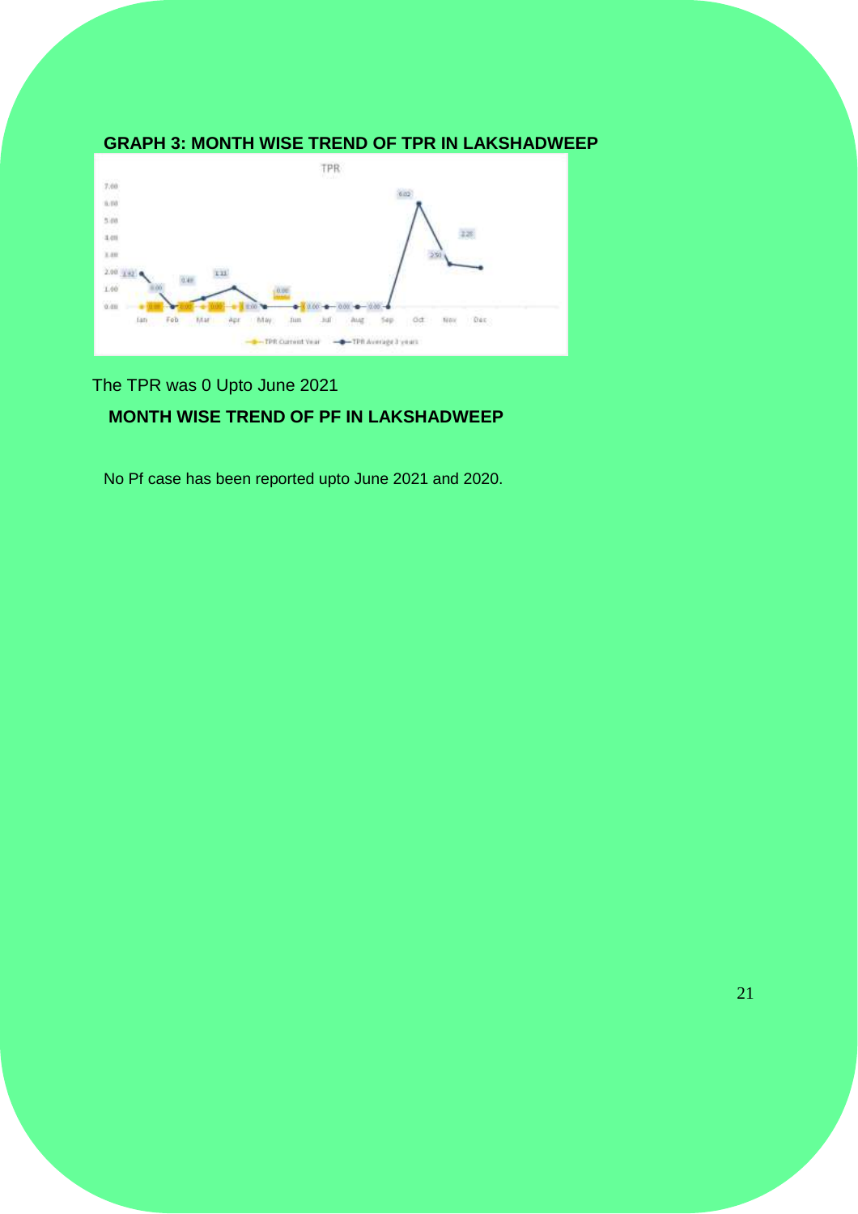**GRAPH 3: MONTH WISE TREND OF TPR IN LAKSHADWEEP**

The TPR was 0 Upto June 2021

**MONTH WISE TREND OF PF IN LAKSHADWEEP**

No Pf case has been reported upto June 2021 and 2020.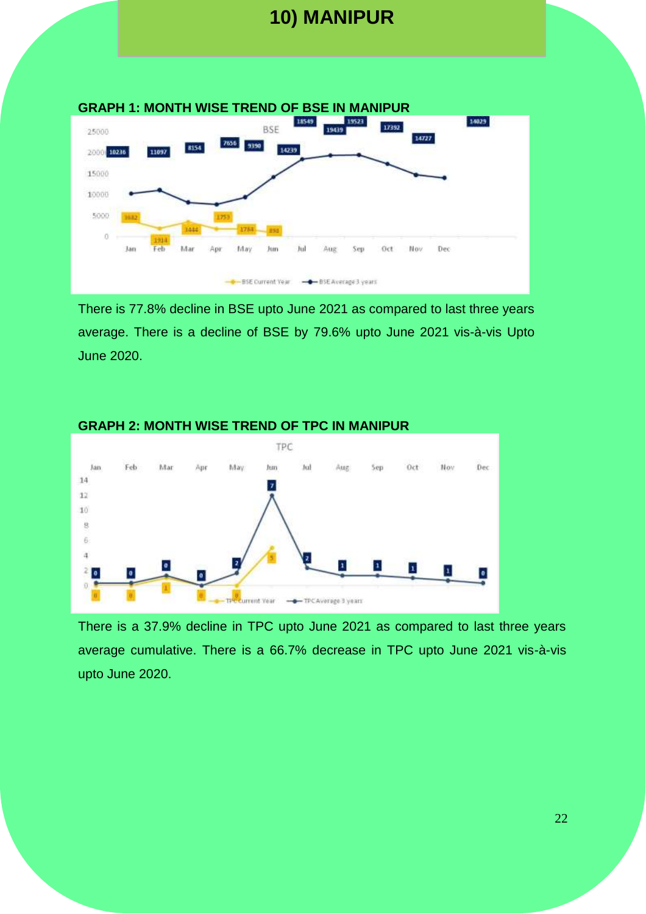# 10) MANIPUR

**GRAPH 1: MONTH WISE TREND OF BSE IN MANIPUR**

There is 77.8% decline in BSE upto June 2021 as compared to last three years average. There is a decline of BSE by 79.6% upto June 2021 vis-à-vis Upto June 2020.

**GRAPH 2: MONTH WISE TREND OF TPC IN MANIPUR**

There is a 37.9% decline in TPC upto June 2021 as compared to last three years average cumulative. There is a 66.7% decrease in TPC upto June 2021 vis-à-vis upto June 2020.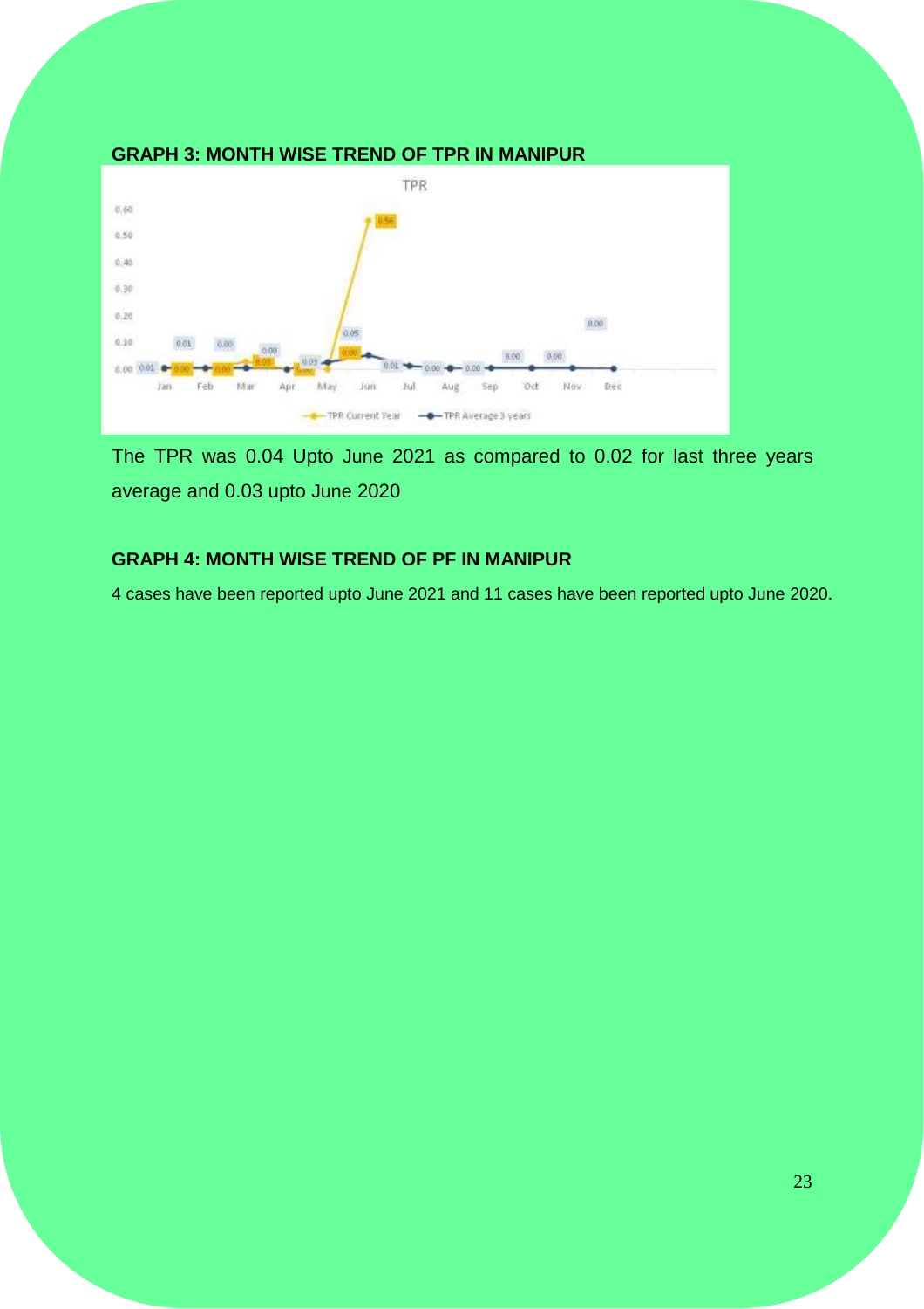**GRAPH 3: MONTH WISE TREND OF TPR IN MANIPUR**

The TPR was 0.04 Upto June 2021 as compared to 0.02 for last three years average and 0.03 upto June 2020

**GRAPH 4: MONTH WISE TREND OF PF IN MANIPUR**

4 cases have been reported upto June 2021 and 11 cases have been reported upto June 2020.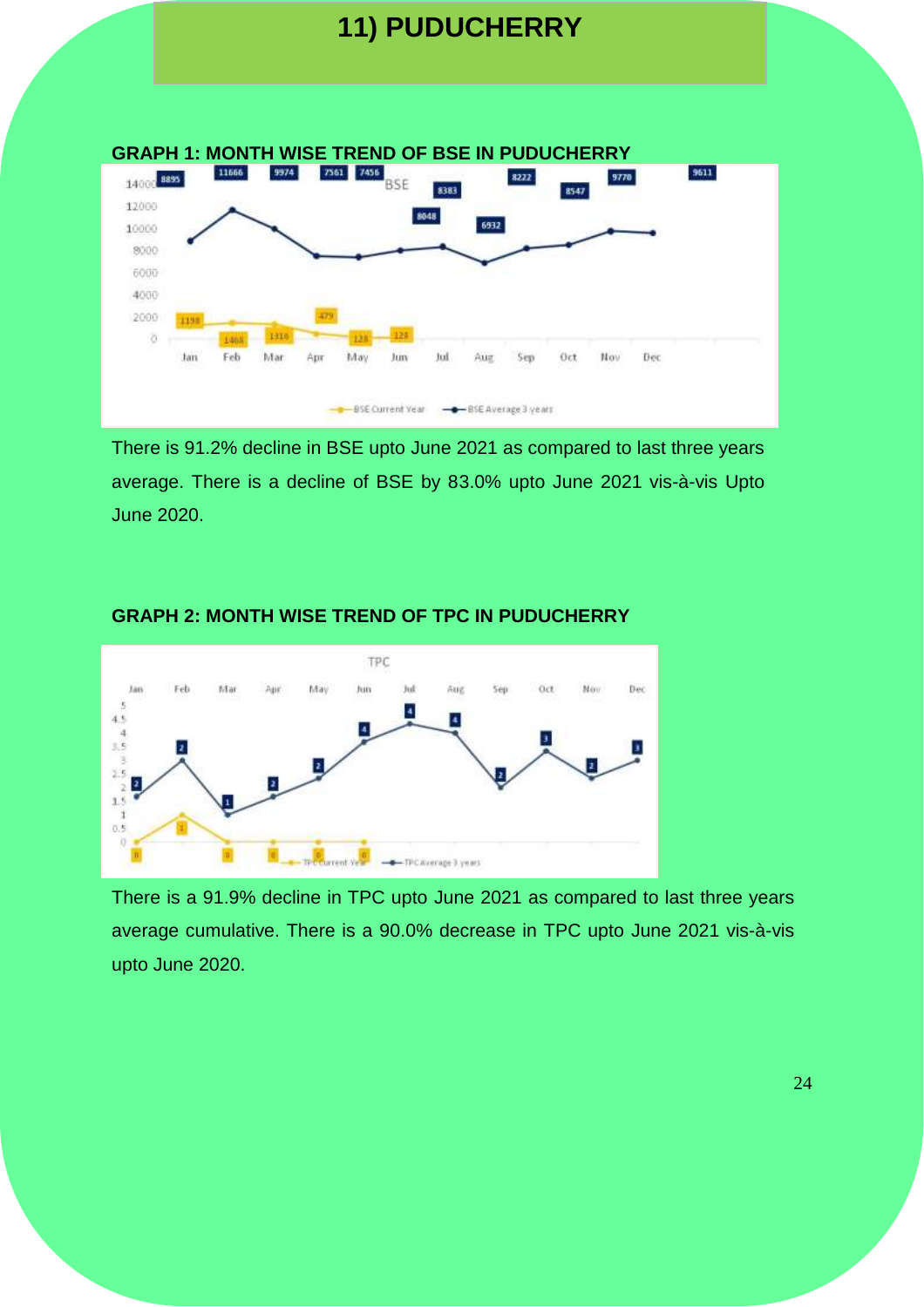# 11) PUDUCHERRY

**GRAPH 1: MONTH WISE TREND OF BSE IN PUDUCHERRY**

There is 91.2% decline in BSE upto June 2021 as compared to last three years average. There is a decline of BSE by 83.0% upto June 2021 vis-à-vis Upto June 2020.

**GRAPH 2: MONTH WISE TREND OF TPC IN PUDUCHERRY**

There is a 91.9% decline in TPC upto June 2021 as compared to last three years average cumulative. There is a 90.0% decrease in TPC upto June 2021 vis-à-vis upto June 2020.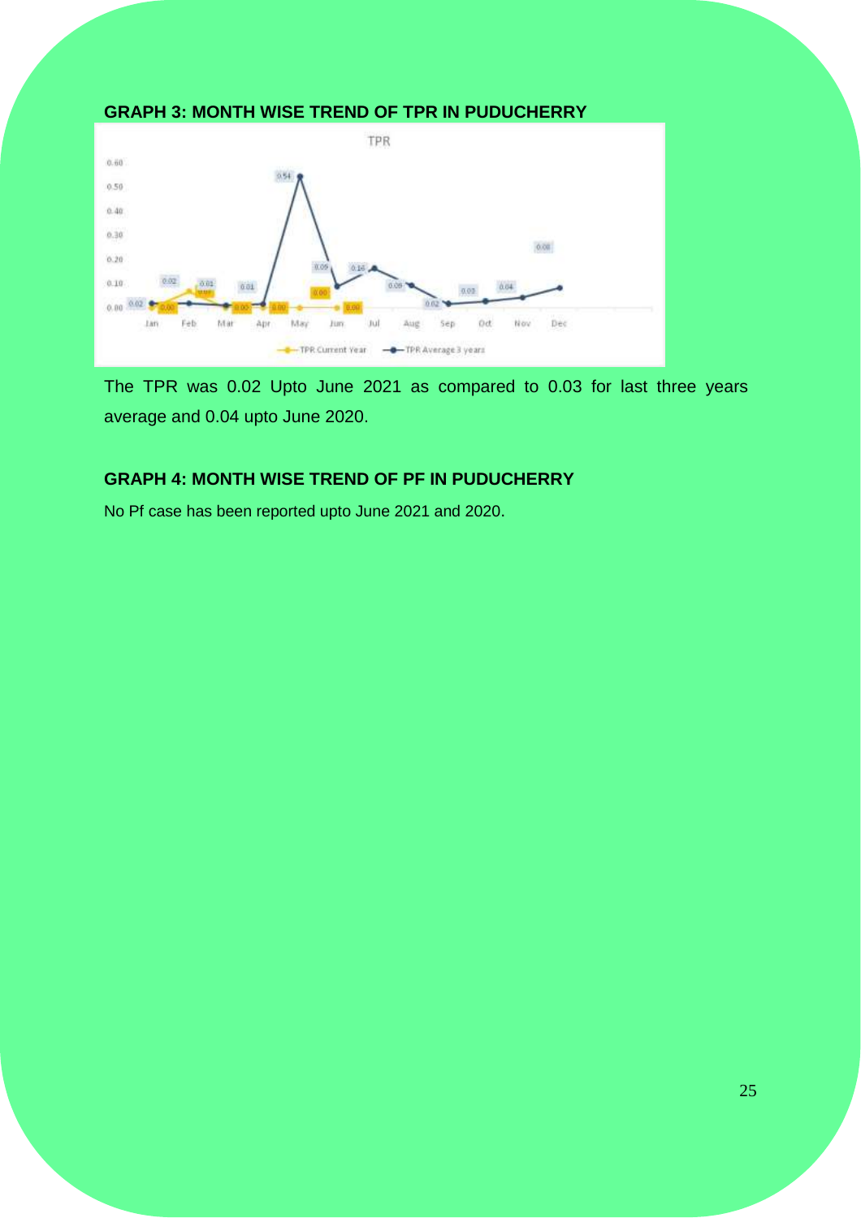**GRAPH 3: MONTH WISE TREND OF TPR IN PUDUCHERRY**

The TPR was 0.02 Upto June 2021 as compared to 0.03 for last three years average and 0.04 upto June 2020.

**GRAPH 4: MONTH WISE TREND OF PF IN PUDUCHERRY**

No Pf case has been reported upto June 2021 and 2020.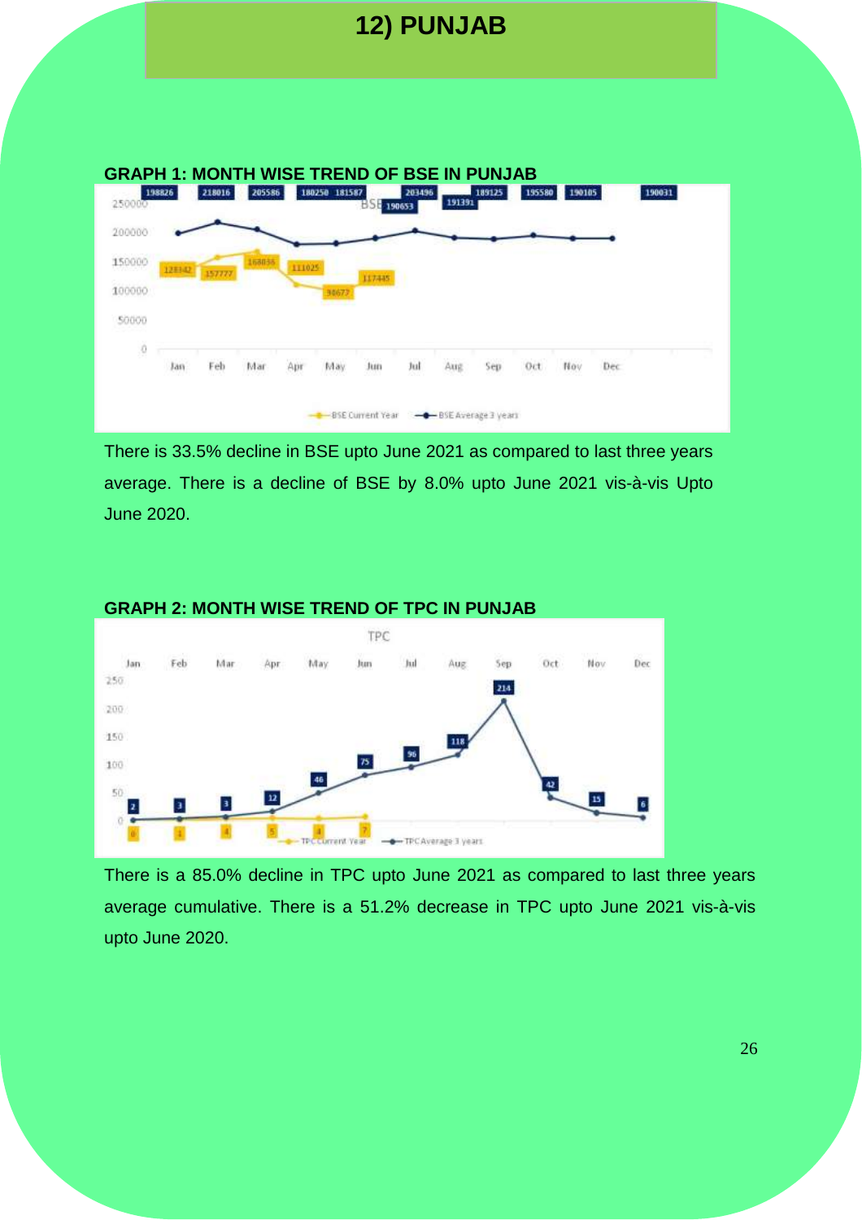# 12) PUNJAB

**GRAPH 1: MONTH WISE TREND OF BSE IN PUNJAB**

There is 33.5% decline in BSE upto June 2021 as compared to last three years average. There is a decline of BSE by 8.0% upto June 2021 vis-à-vis Upto June 2020.

**GRAPH 2: MONTH WISE TREND OF TPC IN PUNJAB**

There is a 85.0% decline in TPC upto June 2021 as compared to last three years average cumulative. There is a 51.2% decrease in TPC upto June 2021 vis-à-vis upto June 2020.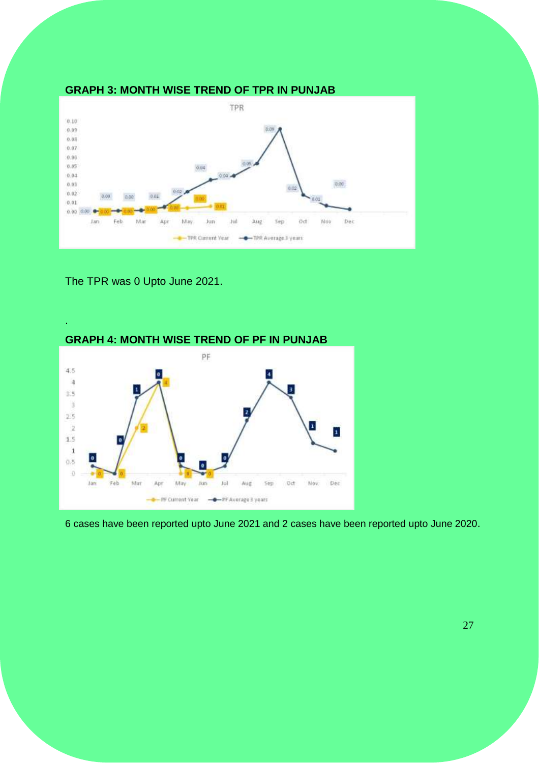**GRAPH 3: MONTH WISE TREND OF TPR IN PUNJAB**

The TPR was 0 Upto June 2021.

.

**GRAPH 4: MONTH WISE TREND OF PF IN PUNJAB**

6 cases have been reported upto June 2021 and 2 cases have been reported upto June 2020.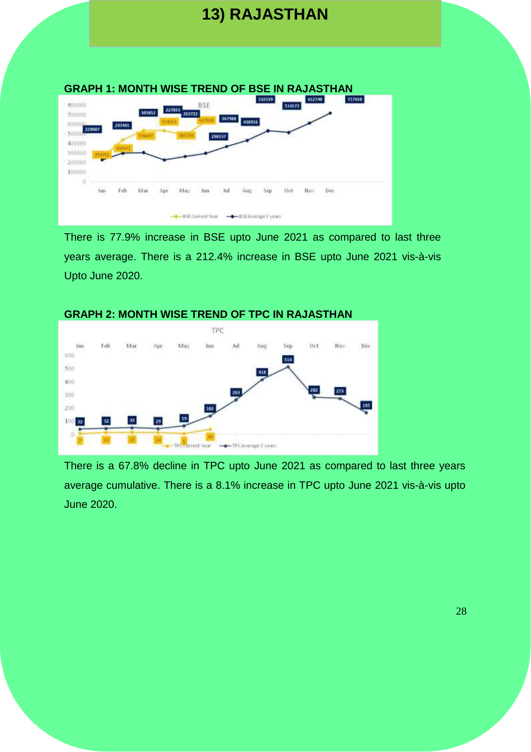# 13) RAJASTHAN

**GRAPH 1: MONTH WISE TREND OF BSE IN RAJASTHAN**

There is 77.9% increase in BSE upto June 2021 as compared to last three years average. There is a 212.4% increase in BSE upto June 2021 vis-à-vis Upto June 2020.

**GRAPH 2: MONTH WISE TREND OF TPC IN RAJASTHAN**

There is a 67.8% decline in TPC upto June 2021 as compared to last three years average cumulative. There is a 8.1% increase in TPC upto June 2021 vis-à-vis upto June 2020.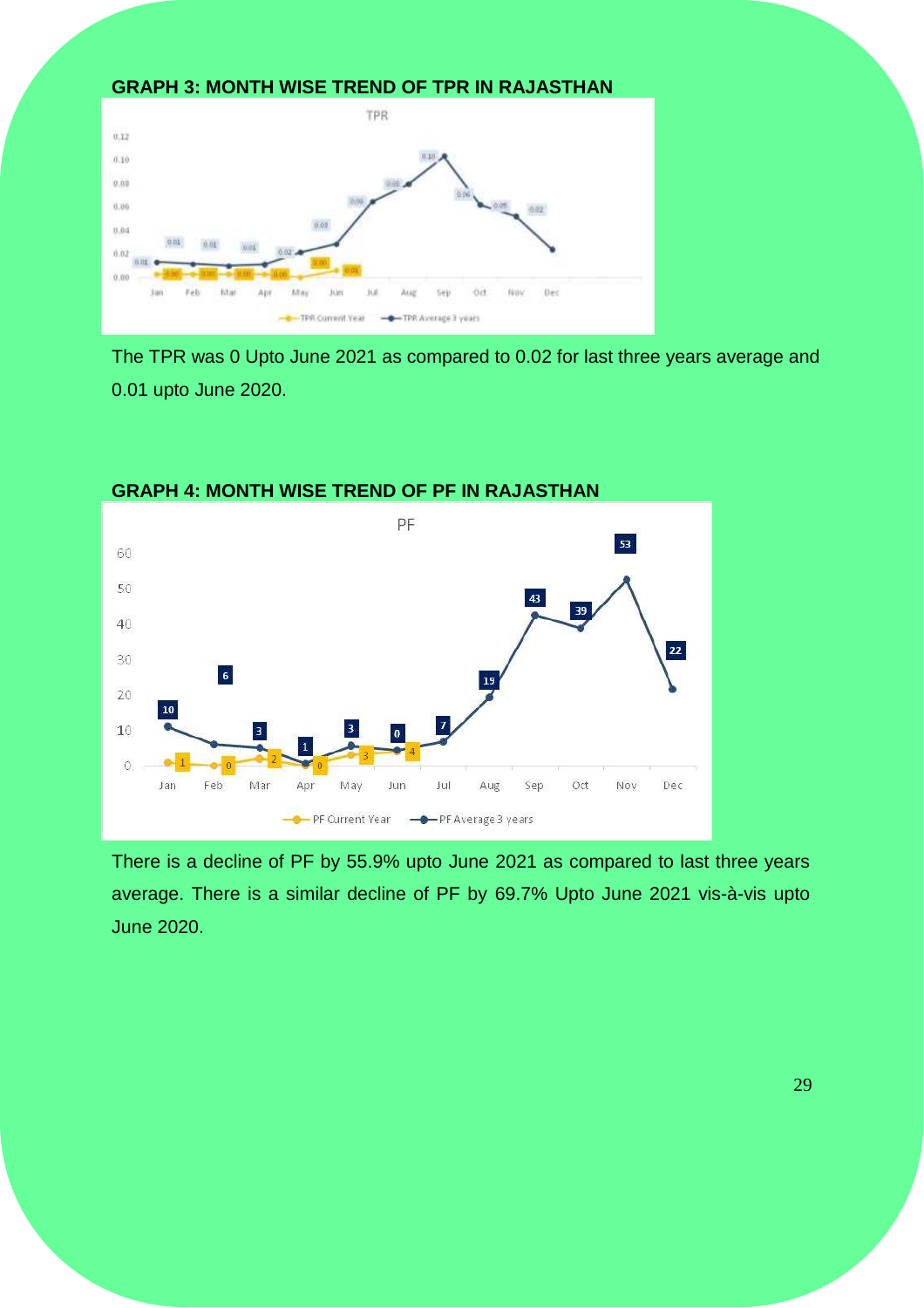**GRAPH 3: MONTH WISE TREND OF TPR IN RAJASTHAN**

The TPR was 0 Upto June 2021 as compared to 0.02 for last three years average and 0.01 upto June 2020.

**GRAPH 4: MONTH WISE TREND OF PF IN RAJASTHAN**

There is a decline of PF by 55.9% upto June 2021 as compared to last three years average. There is a similar decline of PF by 69.7% Upto June 2021 vis-à-vis upto June 2020.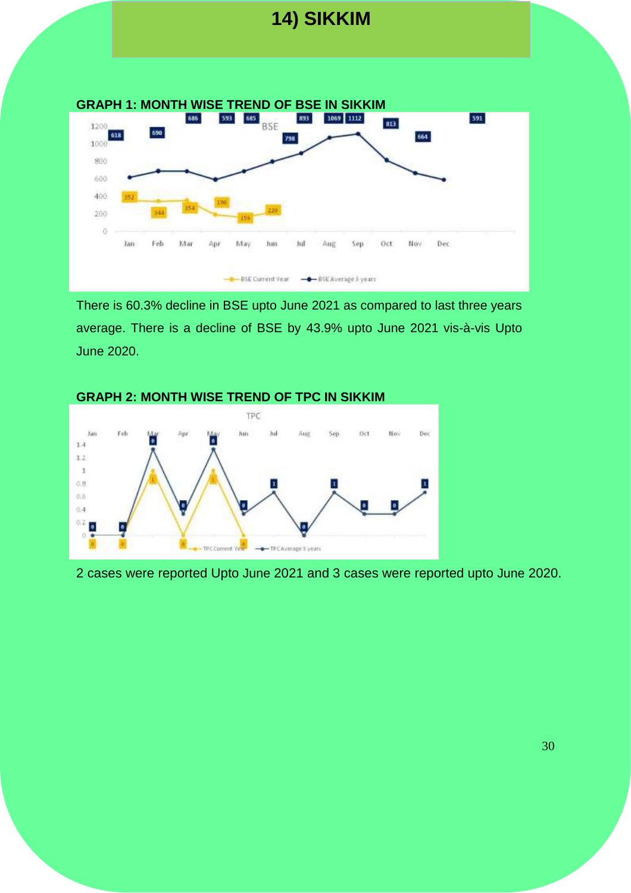# 14) SIKKIM

**GRAPH 1: MONTH WISE TREND OF BSE IN SIKKIM**

There is 60.3% decline in BSE upto June 2021 as compared to last three years average. There is a decline of BSE by 43.9% upto June 2021 vis-à-vis Upto June 2020.

**GRAPH 2: MONTH WISE TREND OF TPC IN SIKKIM**

2 cases were reported Upto June 2021 and 3 cases were reported upto June 2020.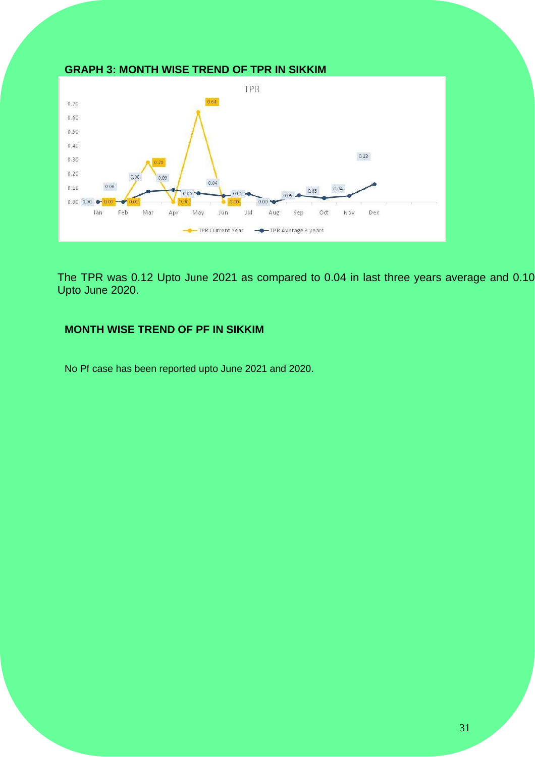**GRAPH 3: MONTH WISE TREND OF TPR IN SIKKIM**

The TPR was 0.12 Upto June 2021 as compared to 0.04 in last three years average and 0.10 Upto June 2020.

**MONTH WISE TREND OF PF IN SIKKIM**

No Pf case has been reported upto June 2021 and 2020.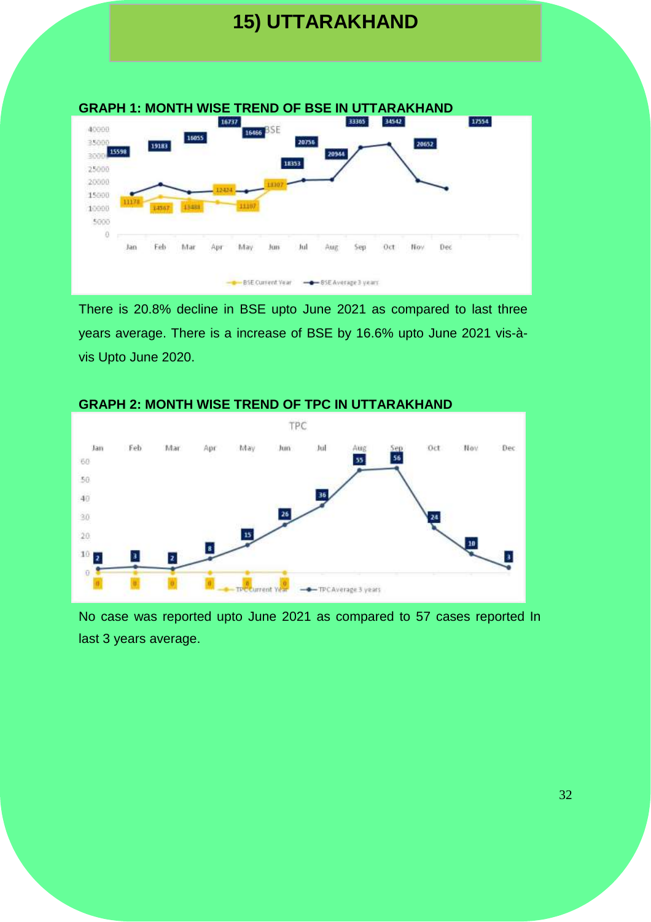# 15) UTTARAKHAND

**GRAPH 1: MONTH WISE TREND OF BSE IN UTTARAKHAND**

There is 20.8% decline in BSE upto June 2021 as compared to last three years average. There is a increase of BSE by 16.6% upto June 2021 vis-à-vis Upto June 2020.

**GRAPH 2: MONTH WISE TREND OF TPC IN UTTARAKHAND**

No case was reported upto June 2021 as compared to 57 cases reported In last 3 years average.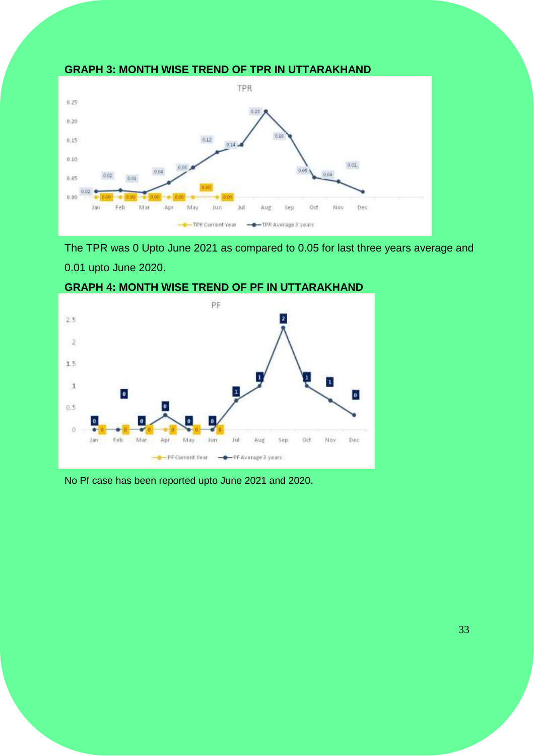**GRAPH 3: MONTH WISE TREND OF TPR IN UTTARAKHAND**

The TPR was 0 Upto June 2021 as compared to 0.05 for last three years average and 0.01 upto June 2020.

**GRAPH 4: MONTH WISE TREND OF PF IN UTTARAKHAND**

No Pf case has been reported upto June 2021 and 2020.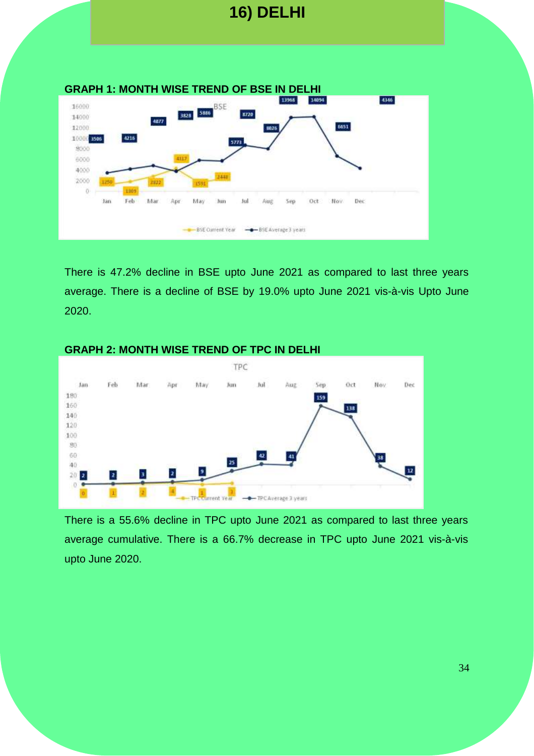# 16) DELHI

**GRAPH 1: MONTH WISE TREND OF BSE IN DELHI**

There is 47.2% decline in BSE upto June 2021 as compared to last three years average. There is a decline of BSE by 19.0% upto June 2021 vis-à-vis Upto June 2020.

**GRAPH 2: MONTH WISE TREND OF TPC IN DELHI**

There is a 55.6% decline in TPC upto June 2021 as compared to last three years average cumulative. There is a 66.7% decrease in TPC upto June 2021 vis-à-vis upto June 2020.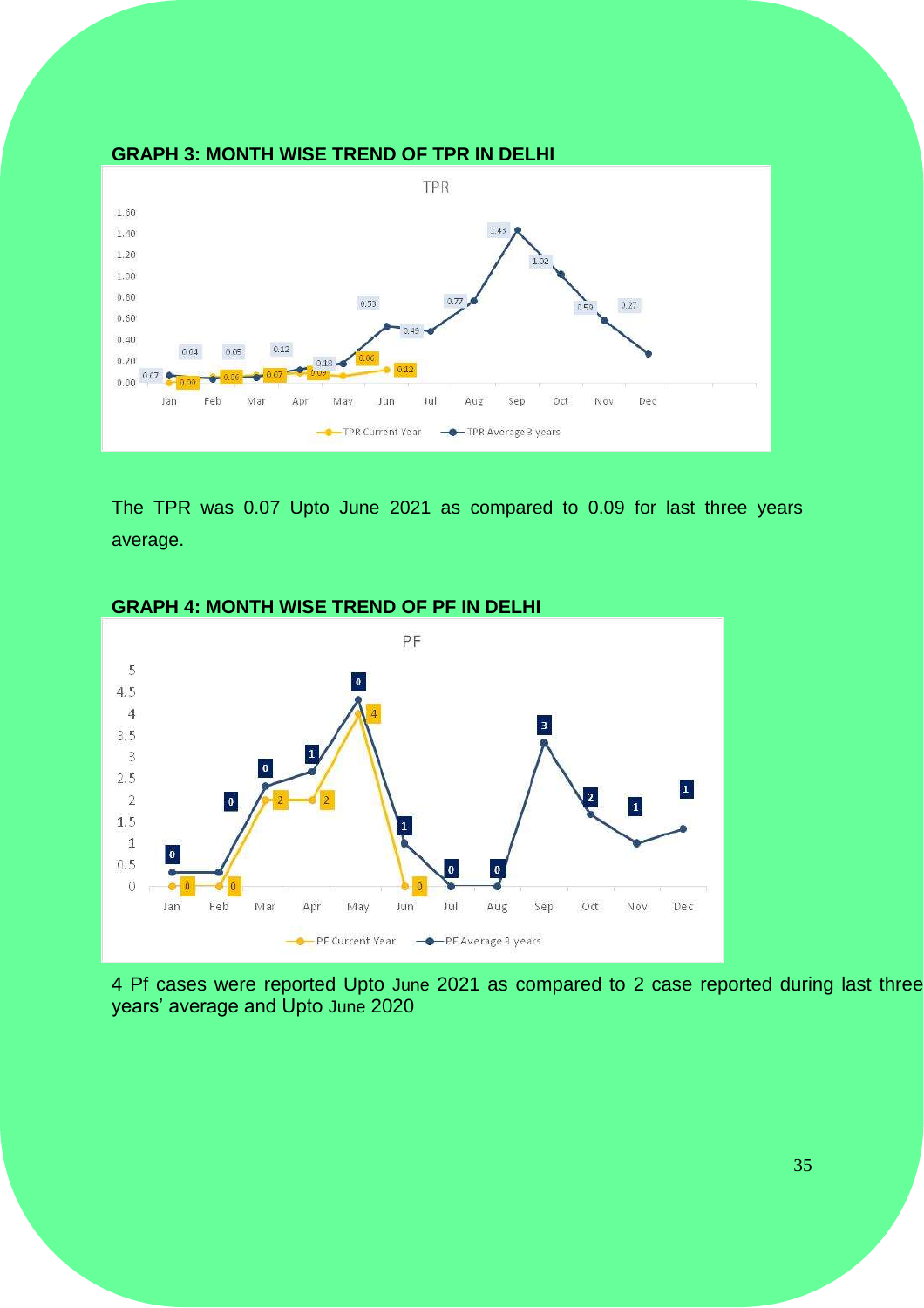**GRAPH 3: MONTH WISE TREND OF TPR IN DELHI**

The TPR was 0.07 Upto June 2021 as compared to 0.09 for last three years average.

**GRAPH 4: MONTH WISE TREND OF PF IN DELHI**

4 Pf cases were reported Upto June 2021 as compared to 2 case reported during last three years' average and Upto June 2020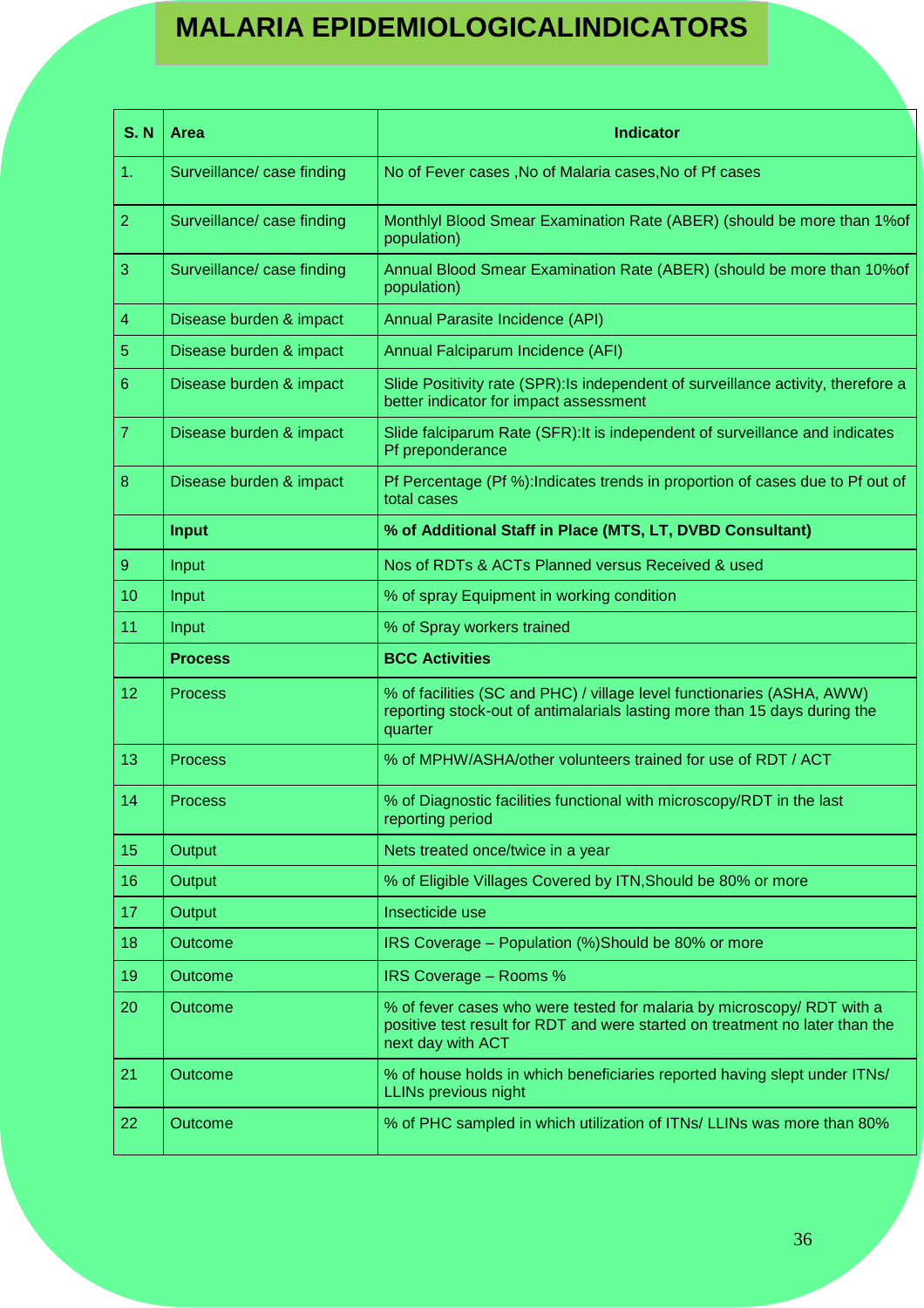# MALARIA EPIDEMIOLOGICALINDICATORS

| S. N | Area | Indicator |
|---|---|---|
| 1. | Surveillance/ case finding | No of Fever cases ,No of Malaria cases,No of Pf cases |
| 2 | Surveillance/ case finding | Monthlyl Blood Smear Examination Rate (ABER) (should be more than 1%of population) |
| 3 | Surveillance/ case finding | Annual Blood Smear Examination Rate (ABER) (should be more than 10%of population) |
| 4 | Disease burden & impact | Annual Parasite Incidence (API) |
| 5 | Disease burden & impact | Annual Falciparum Incidence (AFI) |
| 6 | Disease burden & impact | Slide Positivity rate (SPR):Is independent of surveillance activity, therefore a better indicator for impact assessment |
| 7 | Disease burden & impact | Slide falciparum Rate (SFR):It is independent of surveillance and indicates Pf preponderance |
| 8 | Disease burden & impact | Pf Percentage (Pf %):Indicates trends in proportion of cases due to Pf out of total cases |
| | **Input** | **% of Additional Staff in Place (MTS, LT, DVBD Consultant)** |
| 9 | Input | Nos of RDTs & ACTs Planned versus Received & used |
| 10 | Input | % of spray Equipment in working condition |
| 11 | Input | % of Spray workers trained |
| | **Process** | **BCC Activities** |
| 12 | Process | % of facilities (SC and PHC) / village level functionaries (ASHA, AWW) reporting stock-out of antimalarials lasting more than 15 days during the quarter |
| 13 | Process | % of MPHW/ASHA/other volunteers trained for use of RDT / ACT |
| 14 | Process | % of Diagnostic facilities functional with microscopy/RDT in the last reporting period |
| 15 | Output | Nets treated once/twice in a year |
| 16 | Output | % of Eligible Villages Covered by ITN,Should be 80% or more |
| 17 | Output | Insecticide use |
| 18 | Outcome | IRS Coverage – Population (%)Should be 80% or more |
| 19 | Outcome | IRS Coverage – Rooms % |
| 20 | Outcome | % of fever cases who were tested for malaria by microscopy/ RDT with a positive test result for RDT and were started on treatment no later than the next day with ACT |
| 21 | Outcome | % of house holds in which beneficiaries reported having slept under ITNs/ LLINs previous night |
| 22 | Outcome | % of PHC sampled in which utilization of ITNs/ LLINs was more than 80% |